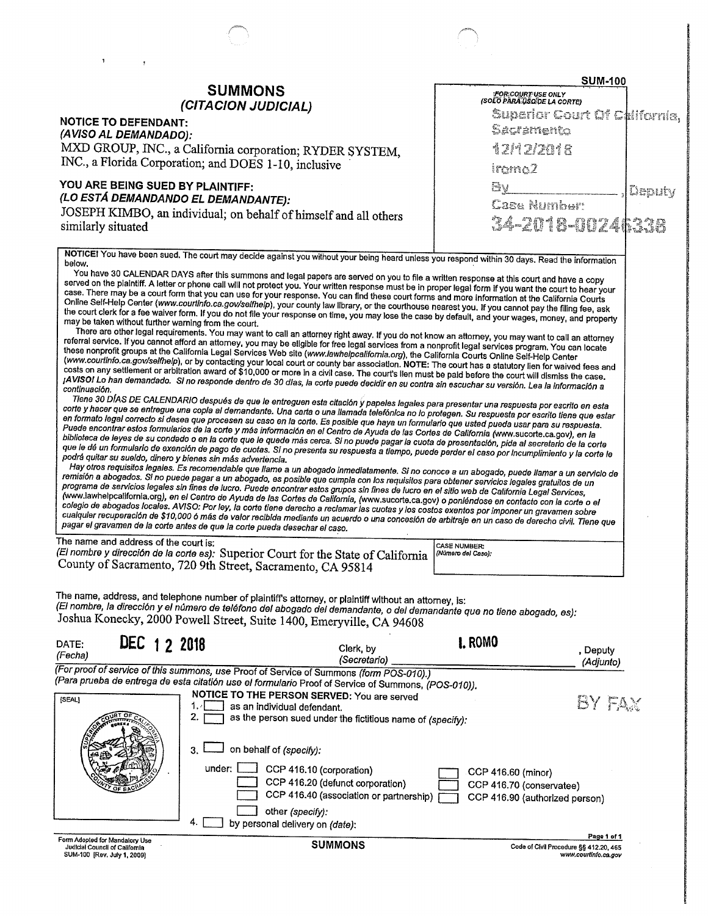SUM-100

# SUMMONS
## *(CITACION JUDICIAL)*

**NOTICE TO DEFENDANT:**
***(AVISO AL DEMANDADO):***
MXD GROUP, INC., a California corporation; RYDER SYSTEM, INC., a Florida Corporation; and DOES 1-10, inclusive

**YOU ARE BEING SUED BY PLAINTIFF:**
***(LO ESTÁ DEMANDANDO EL DEMANDANTE):***
JOSEPH KIMBO, an individual; on behalf of himself and all others similarly situated

FOR COURT USE ONLY
*(SOLO PARA USO DE LA CORTE)*
Superior Court Of California,
Sacramento
12/12/2018
iromo2
By ________________, Deputy
Case Number:
34-2018-00246338

**NOTICE!** You have been sued. The court may decide against you without your being heard unless you respond within 30 days. Read the information below.

You have 30 CALENDAR DAYS after this summons and legal papers are served on you to file a written response at this court and have a copy served on the plaintiff. A letter or phone call will not protect you. Your written response must be in proper legal form if you want the court to hear your case. There may be a court form that you can use for your response. You can find these court forms and more information at the California Courts Online Self-Help Center (*www.courtinfo.ca.gov/selfhelp*), your county law library, or the courthouse nearest you. If you cannot pay the filing fee, ask the court clerk for a fee waiver form. If you do not file your response on time, you may lose the case by default, and your wages, money, and property may be taken without further warning from the court.

There are other legal requirements. You may want to call an attorney right away. If you do not know an attorney, you may want to call an attorney referral service. If you cannot afford an attorney, you may be eligible for free legal services from a nonprofit legal services program. You can locate these nonprofit groups at the California Legal Services Web site (*www.lawhelpcalifornia.org*), the California Courts Online Self-Help Center (*www.courtinfo.ca.gov/selfhelp*), or by contacting your local court or county bar association. **NOTE:** The court has a statutory lien for waived fees and costs on any settlement or arbitration award of $10,000 or more in a civil case. The court's lien must be paid before the court will dismiss the case.

***¡AVISO!** Lo han demandado. Si no responde dentro de 30 días, la corte puede decidir en su contra sin escuchar su versión. Lea la información a continuación.*

*Tiene 30 DÍAS DE CALENDARIO después de que le entreguen esta citación y papeles legales para presentar una respuesta por escrito en esta corte y hacer que se entregue una copia al demandante. Una carta o una llamada telefónica no lo protegen. Su respuesta por escrito tiene que estar en formato legal correcto si desea que procesen su caso en la corte. Es posible que haya un formulario que usted pueda usar para su respuesta. Puede encontrar estos formularios de la corte y más información en el Centro de Ayuda de las Cortes de California (www.sucorte.ca.gov), en la biblioteca de leyes de su condado o en la corte que le quede más cerca. Si no puede pagar la cuota de presentación, pida al secretario de la corte que le dé un formulario de exención de pago de cuotas. Si no presenta su respuesta a tiempo, puede perder el caso por incumplimiento y la corte le podrá quitar su sueldo, dinero y bienes sin más advertencia.*

*Hay otros requisitos legales. Es recomendable que llame a un abogado inmediatamente. Si no conoce a un abogado, puede llamar a un servicio de remisión a abogados. Si no puede pagar a un abogado, es posible que cumpla con los requisitos para obtener servicios legales gratuitos de un programa de servicios legales sin fines de lucro. Puede encontrar estos grupos sin fines de lucro en el sitio web de California Legal Services, (www.lawhelpcalifornia.org), en el Centro de Ayuda de las Cortes de California, (www.sucorte.ca.gov) o poniéndose en contacto con la corte o el colegio de abogados locales. AVISO: Por ley, la corte tiene derecho a reclamar las cuotas y los costos exentos por imponer un gravamen sobre cualquier recuperación de $10,000 ó más de valor recibida mediante un acuerdo o una concesión de arbitraje en un caso de derecho civil. Tiene que pagar el gravamen de la corte antes de que la corte pueda desechar el caso.*

The name and address of the court is:
*(El nombre y dirección de la corte es):* Superior Court for the State of California County of Sacramento, 720 9th Street, Sacramento, CA 95814

CASE NUMBER:
*(Número del Caso):*

The name, address, and telephone number of plaintiff's attorney, or plaintiff without an attorney, is:
*(El nombre, la dirección y el número de teléfono del abogado del demandante, o del demandante que no tiene abogado, es):*
Joshua Konecky, 2000 Powell Street, Suite 1400, Emeryville, CA 94608

DATE: DEC 12 2018 *(Fecha)* — Clerk, by *(Secretario)* I. ROMO, Deputy *(Adjunto)*

*(For proof of service of this summons, use Proof of Service of Summons (form POS-010).)*
*(Para prueba de entrega de esta citatión use el formulario Proof of Service of Summons, (POS-010)).*

[SEAL]

BY FAX

**NOTICE TO THE PERSON SERVED:** You are served
1. ☐ as an individual defendant.
2. ☐ as the person sued under the fictitious name of *(specify)*:
3. ☐ on behalf of *(specify)*:

under:
- ☐ CCP 416.10 (corporation)
- ☐ CCP 416.20 (defunct corporation)
- ☐ CCP 416.40 (association or partnership)
- ☐ CCP 416.60 (minor)
- ☐ CCP 416.70 (conservatee)
- ☐ CCP 416.90 (authorized person)
- ☐ other *(specify)*:

4. ☐ by personal delivery on *(date)*:

Form Adopted for Mandatory Use
Judicial Council of California
SUM-100 [Rev. July 1, 2009]

**SUMMONS**

Code of Civil Procedure §§ 412.20, 465
*www.courtinfo.ca.gov*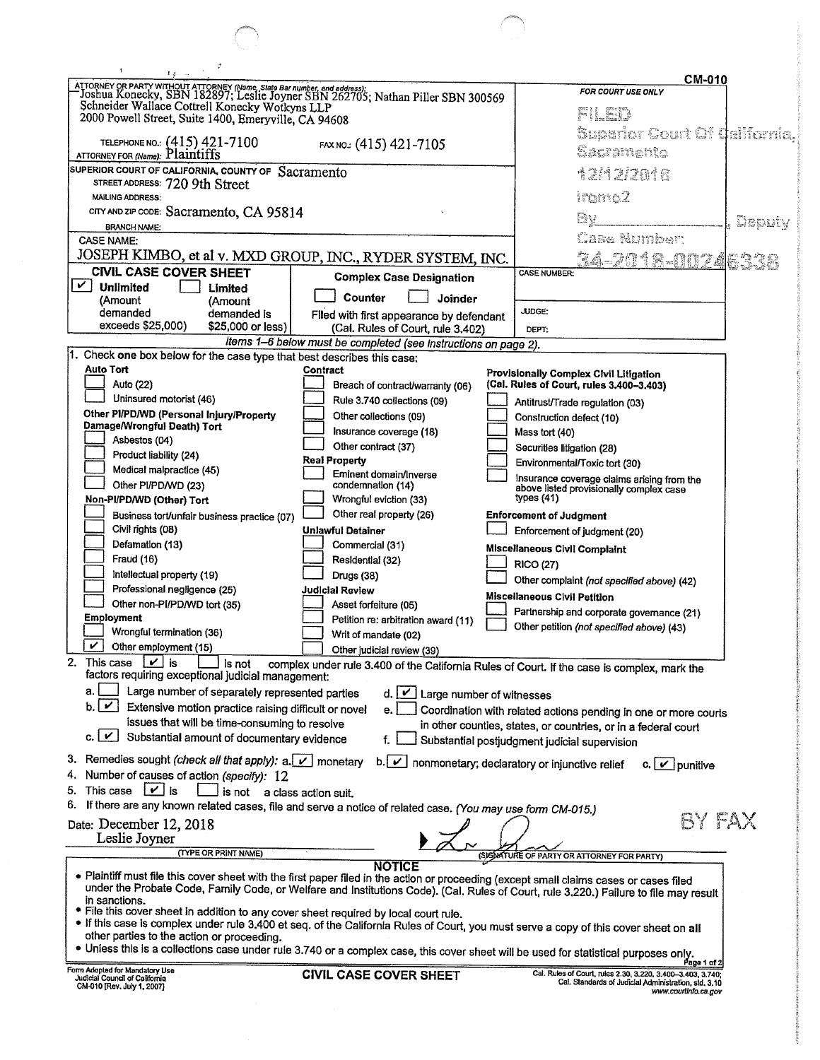**CM-010**

ATTORNEY OR PARTY WITHOUT ATTORNEY *(Name, State Bar number, and address):*
Joshua Konecky, SBN 182897; Leslie Joyner SBN 262705; Nathan Piller SBN 300569
Schneider Wallace Cottrell Konecky Wotkyns LLP
2000 Powell Street, Suite 1400, Emeryville, CA 94608

TELEPHONE NO.: (415) 421-7100 FAX NO.: (415) 421-7105

ATTORNEY FOR *(Name)*: Plaintiffs

SUPERIOR COURT OF CALIFORNIA, COUNTY OF Sacramento
STREET ADDRESS: 720 9th Street
MAILING ADDRESS:
CITY AND ZIP CODE: Sacramento, CA 95814
BRANCH NAME:

CASE NAME:
JOSEPH KIMBO, et al v. MXD GROUP, INC., RYDER SYSTEM, INC.

FOR COURT USE ONLY

FILED
Superior Court Of California, Sacramento
12/12/2018
iromo2
By \_\_\_\_\_\_, Deputy
Case Number:
34-2018-00246338

## CIVIL CASE COVER SHEET

- [x] **Unlimited** (Amount demanded exceeds $25,000)
- [ ] **Limited** (Amount demanded is $25,000 or less)

**Complex Case Designation**

- [ ] Counter
- [ ] Joinder

Filed with first appearance by defendant (Cal. Rules of Court, rule 3.402)

CASE NUMBER:

JUDGE:

DEPT:

*Items 1–6 below must be completed (see instructions on page 2).*

1. Check **one** box below for the case type that best describes this case:

**Auto Tort**
- [ ] Auto (22)
- [ ] Uninsured motorist (46)

**Other PI/PD/WD (Personal Injury/Property Damage/Wrongful Death) Tort**
- [ ] Asbestos (04)
- [ ] Product liability (24)
- [ ] Medical malpractice (45)
- [ ] Other PI/PD/WD (23)

**Non-PI/PD/WD (Other) Tort**
- [ ] Business tort/unfair business practice (07)
- [ ] Civil rights (08)
- [ ] Defamation (13)
- [ ] Fraud (16)
- [ ] Intellectual property (19)
- [ ] Professional negligence (25)
- [ ] Other non-PI/PD/WD tort (35)

**Employment**
- [ ] Wrongful termination (36)
- [x] Other employment (15)

**Contract**
- [ ] Breach of contract/warranty (06)
- [ ] Rule 3.740 collections (09)
- [ ] Other collections (09)
- [ ] Insurance coverage (18)
- [ ] Other contract (37)

**Real Property**
- [ ] Eminent domain/Inverse condemnation (14)
- [ ] Wrongful eviction (33)
- [ ] Other real property (26)

**Unlawful Detainer**
- [ ] Commercial (31)
- [ ] Residential (32)
- [ ] Drugs (38)

**Judicial Review**
- [ ] Asset forfeiture (05)
- [ ] Petition re: arbitration award (11)
- [ ] Writ of mandate (02)
- [ ] Other judicial review (39)

**Provisionally Complex Civil Litigation (Cal. Rules of Court, rules 3.400–3.403)**
- [ ] Antitrust/Trade regulation (03)
- [ ] Construction defect (10)
- [ ] Mass tort (40)
- [ ] Securities litigation (28)
- [ ] Environmental/Toxic tort (30)
- [ ] Insurance coverage claims arising from the above listed provisionally complex case types (41)

**Enforcement of Judgment**
- [ ] Enforcement of judgment (20)

**Miscellaneous Civil Complaint**
- [ ] RICO (27)
- [ ] Other complaint *(not specified above)* (42)

**Miscellaneous Civil Petition**
- [ ] Partnership and corporate governance (21)
- [ ] Other petition *(not specified above)* (43)

2. This case [x] is [ ] is not complex under rule 3.400 of the California Rules of Court. If the case is complex, mark the factors requiring exceptional judicial management:
   - a. [ ] Large number of separately represented parties
   - b. [x] Extensive motion practice raising difficult or novel issues that will be time-consuming to resolve
   - c. [x] Substantial amount of documentary evidence
   - d. [x] Large number of witnesses
   - e. [ ] Coordination with related actions pending in one or more courts in other counties, states, or countries, or in a federal court
   - f. [ ] Substantial postjudgment judicial supervision
3. Remedies sought *(check all that apply)*: a. [x] monetary b. [x] nonmonetary; declaratory or injunctive relief c. [x] punitive
4. Number of causes of action *(specify)*: 12
5. This case [x] is [ ] is not a class action suit.
6. If there are any known related cases, file and serve a notice of related case. *(You may use form CM-015.)*

Date: December 12, 2018

Leslie Joyner
(TYPE OR PRINT NAME)

(SIGNATURE OF PARTY OR ATTORNEY FOR PARTY)

BY FAX

**NOTICE**

- Plaintiff must file this cover sheet with the first paper filed in the action or proceeding (except small claims cases or cases filed under the Probate Code, Family Code, or Welfare and Institutions Code). (Cal. Rules of Court, rule 3.220.) Failure to file may result in sanctions.
- File this cover sheet in addition to any cover sheet required by local court rule.
- If this case is complex under rule 3.400 et seq. of the California Rules of Court, you must serve a copy of this cover sheet on **all** other parties to the action or proceeding.
- Unless this is a collections case under rule 3.740 or a complex case, this cover sheet will be used for statistical purposes only.

Form Adopted for Mandatory Use
Judicial Council of California
CM-010 [Rev. July 1, 2007]

**CIVIL CASE COVER SHEET**

Cal. Rules of Court, rules 2.30, 3.220, 3.400–3.403, 3.740;
Cal. Standards of Judicial Administration, std. 3.10
www.courtinfo.ca.gov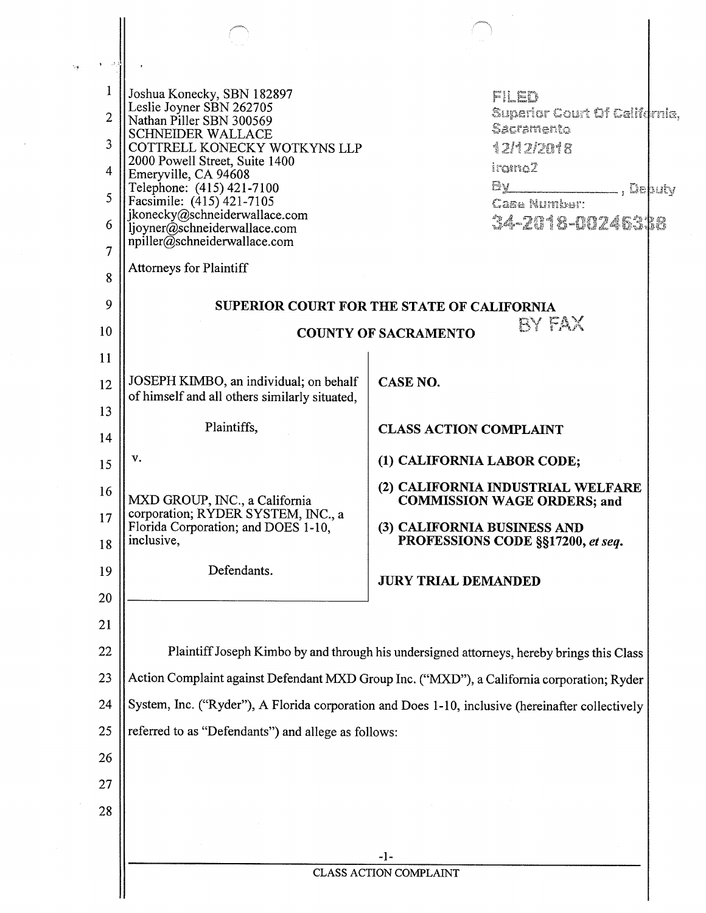Joshua Konecky, SBN 182897
Leslie Joyner SBN 262705
Nathan Piller SBN 300569
SCHNEIDER WALLACE
COTTRELL KONECKY WOTKYNS LLP
2000 Powell Street, Suite 1400
Emeryville, CA 94608
Telephone: (415) 421-7100
Facsimile: (415) 421-7105
jkonecky@schneiderwallace.com
ljoyner@schneiderwallace.com
npiller@schneiderwallace.com

Attorneys for Plaintiff

FILED
Superior Court Of California,
Sacramento
12/12/2018
iromo2
By ____________, Deputy
Case Number:
34-2018-00246338

**SUPERIOR COURT FOR THE STATE OF CALIFORNIA**

**COUNTY OF SACRAMENTO**

BY FAX

JOSEPH KIMBO, an individual; on behalf of himself and all others similarly situated,

Plaintiffs,

v.

MXD GROUP, INC., a California corporation; RYDER SYSTEM, INC., a Florida Corporation; and DOES 1-10, inclusive,

Defendants.

**CASE NO.**

**CLASS ACTION COMPLAINT**

**(1) CALIFORNIA LABOR CODE;**

**(2) CALIFORNIA INDUSTRIAL WELFARE COMMISSION WAGE ORDERS; and**

**(3) CALIFORNIA BUSINESS AND PROFESSIONS CODE §§17200, *et seq.***

**JURY TRIAL DEMANDED**

Plaintiff Joseph Kimbo by and through his undersigned attorneys, hereby brings this Class Action Complaint against Defendant MXD Group Inc. ("MXD"), a California corporation; Ryder System, Inc. ("Ryder"), A Florida corporation and Does 1-10, inclusive (hereinafter collectively referred to as "Defendants") and allege as follows: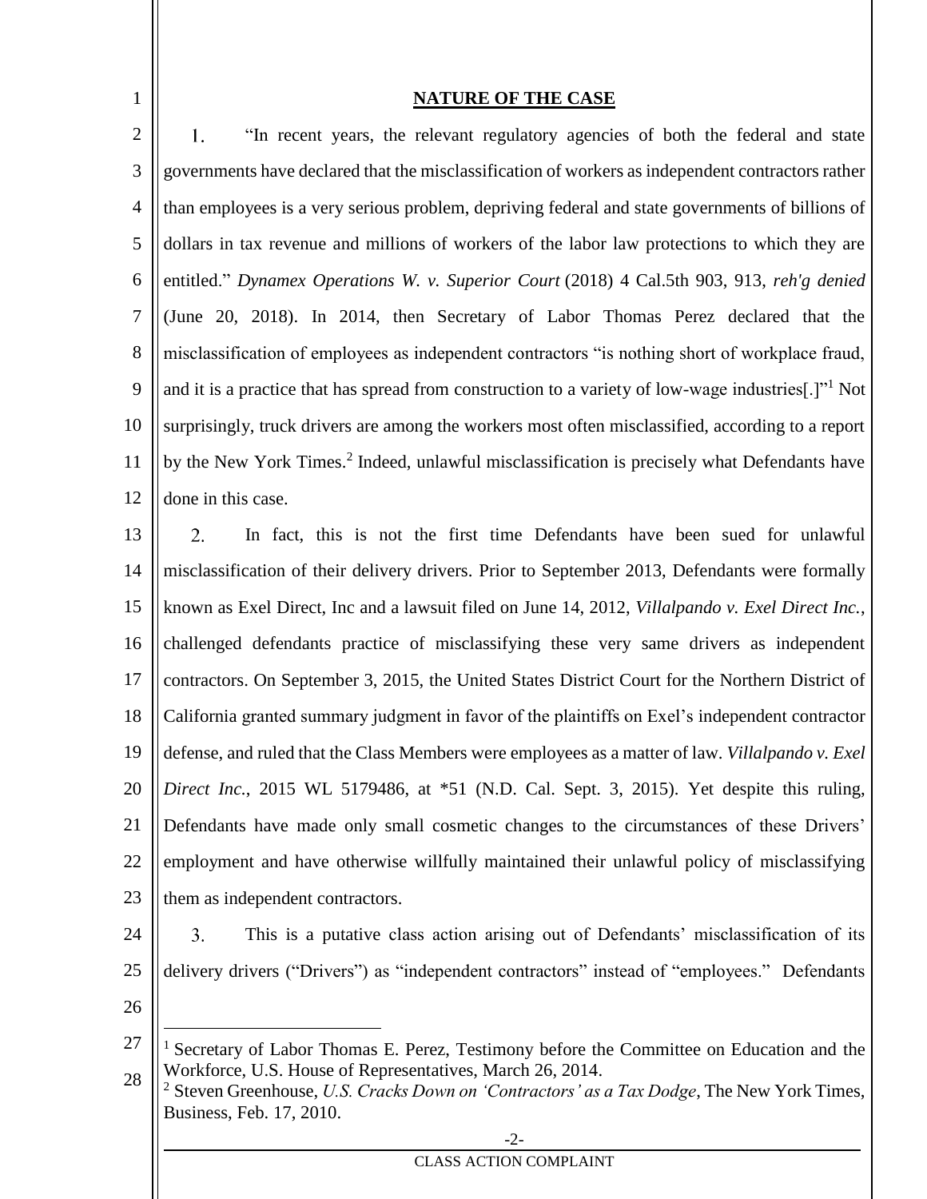## NATURE OF THE CASE

1. "In recent years, the relevant regulatory agencies of both the federal and state governments have declared that the misclassification of workers as independent contractors rather than employees is a very serious problem, depriving federal and state governments of billions of dollars in tax revenue and millions of workers of the labor law protections to which they are entitled." *Dynamex Operations W. v. Superior Court* (2018) 4 Cal.5th 903, 913, *reh'g denied* (June 20, 2018). In 2014, then Secretary of Labor Thomas Perez declared that the misclassification of employees as independent contractors "is nothing short of workplace fraud, and it is a practice that has spread from construction to a variety of low-wage industries[.]"[1] Not surprisingly, truck drivers are among the workers most often misclassified, according to a report by the New York Times.[2] Indeed, unlawful misclassification is precisely what Defendants have done in this case.

2. In fact, this is not the first time Defendants have been sued for unlawful misclassification of their delivery drivers. Prior to September 2013, Defendants were formally known as Exel Direct, Inc and a lawsuit filed on June 14, 2012, *Villalpando v. Exel Direct Inc.*, challenged defendants practice of misclassifying these very same drivers as independent contractors. On September 3, 2015, the United States District Court for the Northern District of California granted summary judgment in favor of the plaintiffs on Exel's independent contractor defense, and ruled that the Class Members were employees as a matter of law. *Villalpando v. Exel Direct Inc.*, 2015 WL 5179486, at *51 (N.D. Cal. Sept. 3, 2015). Yet despite this ruling, Defendants have made only small cosmetic changes to the circumstances of these Drivers' employment and have otherwise willfully maintained their unlawful policy of misclassifying them as independent contractors.

3. This is a putative class action arising out of Defendants' misclassification of its delivery drivers ("Drivers") as "independent contractors" instead of "employees." Defendants

---

[1] Secretary of Labor Thomas E. Perez, Testimony before the Committee on Education and the Workforce, U.S. House of Representatives, March 26, 2014.

[2] Steven Greenhouse, *U.S. Cracks Down on 'Contractors' as a Tax Dodge*, The New York Times, Business, Feb. 17, 2010.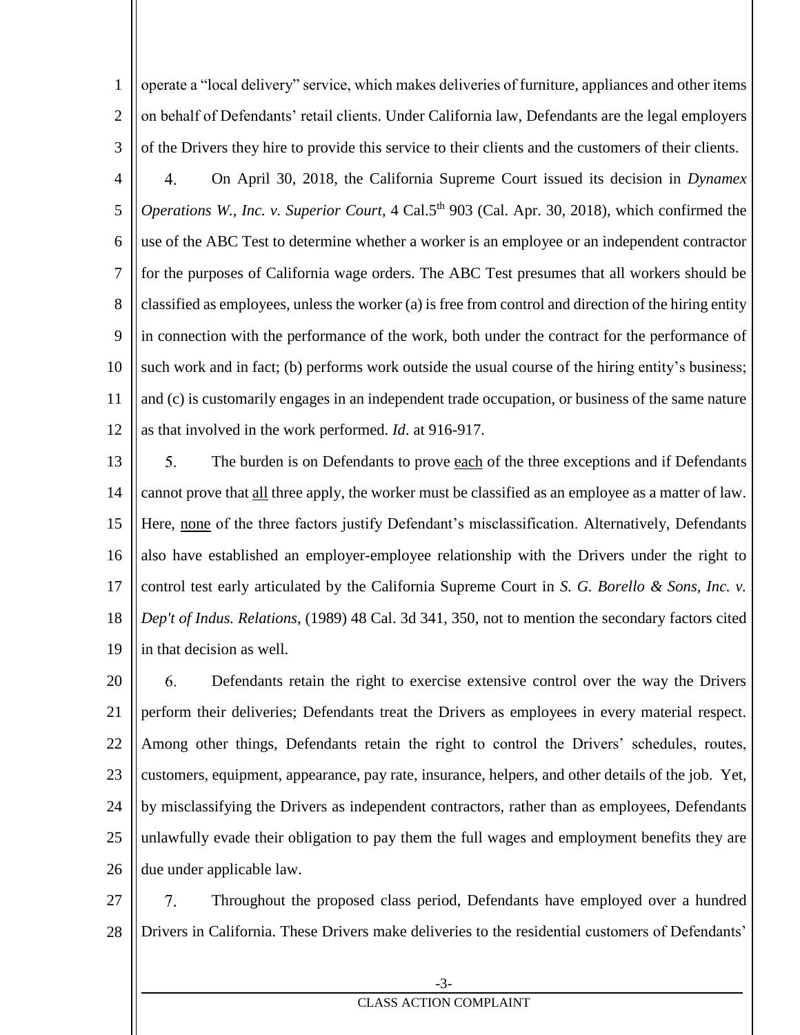operate a "local delivery" service, which makes deliveries of furniture, appliances and other items on behalf of Defendants' retail clients. Under California law, Defendants are the legal employers of the Drivers they hire to provide this service to their clients and the customers of their clients.

4. On April 30, 2018, the California Supreme Court issued its decision in *Dynamex Operations W., Inc. v. Superior Court*, 4 Cal.5th 903 (Cal. Apr. 30, 2018), which confirmed the use of the ABC Test to determine whether a worker is an employee or an independent contractor for the purposes of California wage orders. The ABC Test presumes that all workers should be classified as employees, unless the worker (a) is free from control and direction of the hiring entity in connection with the performance of the work, both under the contract for the performance of such work and in fact; (b) performs work outside the usual course of the hiring entity's business; and (c) is customarily engages in an independent trade occupation, or business of the same nature as that involved in the work performed. *Id*. at 916-917.

5. The burden is on Defendants to prove <u>each</u> of the three exceptions and if Defendants cannot prove that <u>all</u> three apply, the worker must be classified as an employee as a matter of law. Here, <u>none</u> of the three factors justify Defendant's misclassification. Alternatively, Defendants also have established an employer-employee relationship with the Drivers under the right to control test early articulated by the California Supreme Court in *S. G. Borello & Sons, Inc. v. Dep't of Indus. Relations*, (1989) 48 Cal. 3d 341, 350, not to mention the secondary factors cited in that decision as well.

6. Defendants retain the right to exercise extensive control over the way the Drivers perform their deliveries; Defendants treat the Drivers as employees in every material respect. Among other things, Defendants retain the right to control the Drivers' schedules, routes, customers, equipment, appearance, pay rate, insurance, helpers, and other details of the job. Yet, by misclassifying the Drivers as independent contractors, rather than as employees, Defendants unlawfully evade their obligation to pay them the full wages and employment benefits they are due under applicable law.

7. Throughout the proposed class period, Defendants have employed over a hundred Drivers in California. These Drivers make deliveries to the residential customers of Defendants'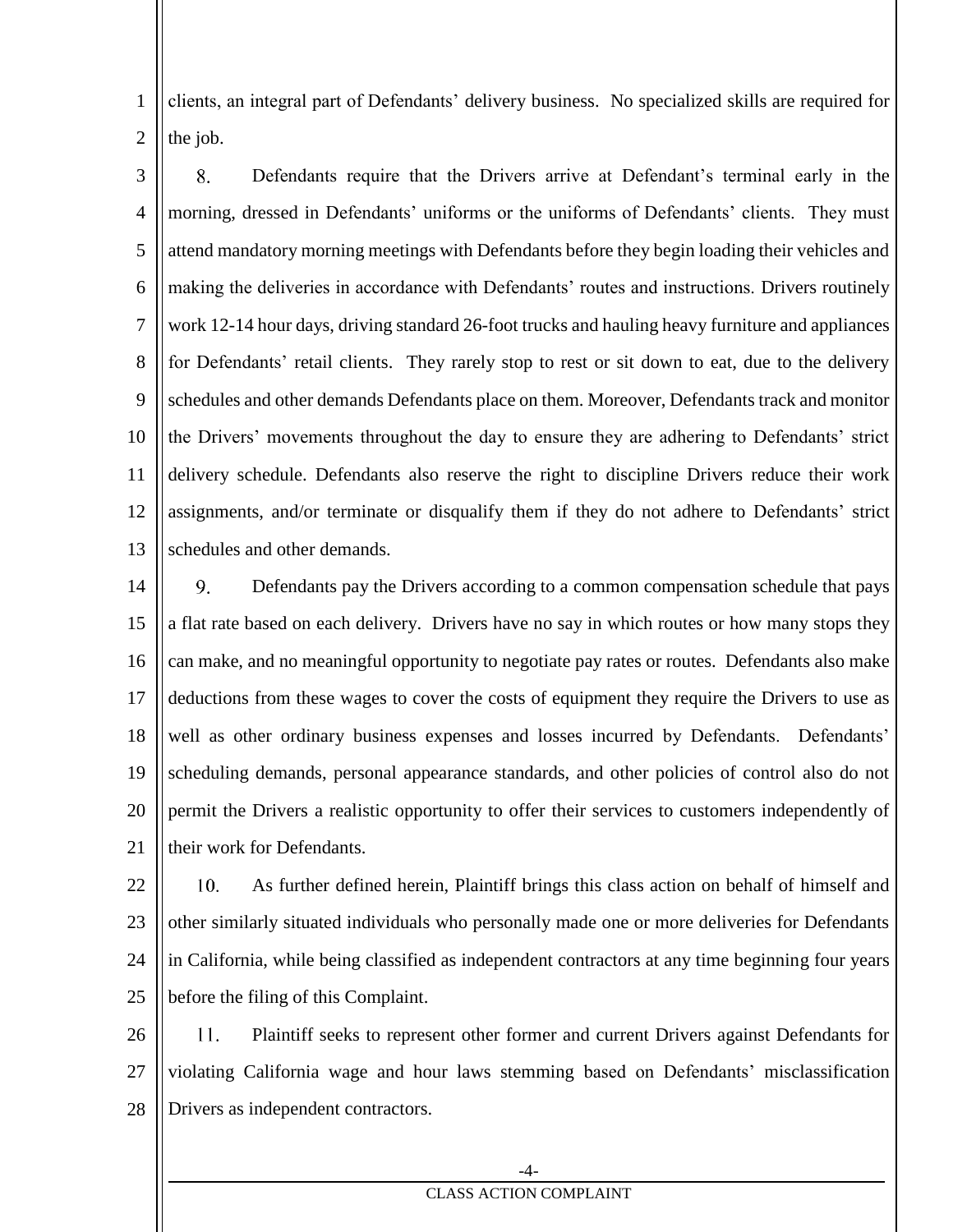clients, an integral part of Defendants' delivery business. No specialized skills are required for the job.

8. Defendants require that the Drivers arrive at Defendant's terminal early in the morning, dressed in Defendants' uniforms or the uniforms of Defendants' clients. They must attend mandatory morning meetings with Defendants before they begin loading their vehicles and making the deliveries in accordance with Defendants' routes and instructions. Drivers routinely work 12-14 hour days, driving standard 26-foot trucks and hauling heavy furniture and appliances for Defendants' retail clients. They rarely stop to rest or sit down to eat, due to the delivery schedules and other demands Defendants place on them. Moreover, Defendants track and monitor the Drivers' movements throughout the day to ensure they are adhering to Defendants' strict delivery schedule. Defendants also reserve the right to discipline Drivers reduce their work assignments, and/or terminate or disqualify them if they do not adhere to Defendants' strict schedules and other demands.

9. Defendants pay the Drivers according to a common compensation schedule that pays a flat rate based on each delivery. Drivers have no say in which routes or how many stops they can make, and no meaningful opportunity to negotiate pay rates or routes. Defendants also make deductions from these wages to cover the costs of equipment they require the Drivers to use as well as other ordinary business expenses and losses incurred by Defendants. Defendants' scheduling demands, personal appearance standards, and other policies of control also do not permit the Drivers a realistic opportunity to offer their services to customers independently of their work for Defendants.

10. As further defined herein, Plaintiff brings this class action on behalf of himself and other similarly situated individuals who personally made one or more deliveries for Defendants in California, while being classified as independent contractors at any time beginning four years before the filing of this Complaint.

11. Plaintiff seeks to represent other former and current Drivers against Defendants for violating California wage and hour laws stemming based on Defendants' misclassification Drivers as independent contractors.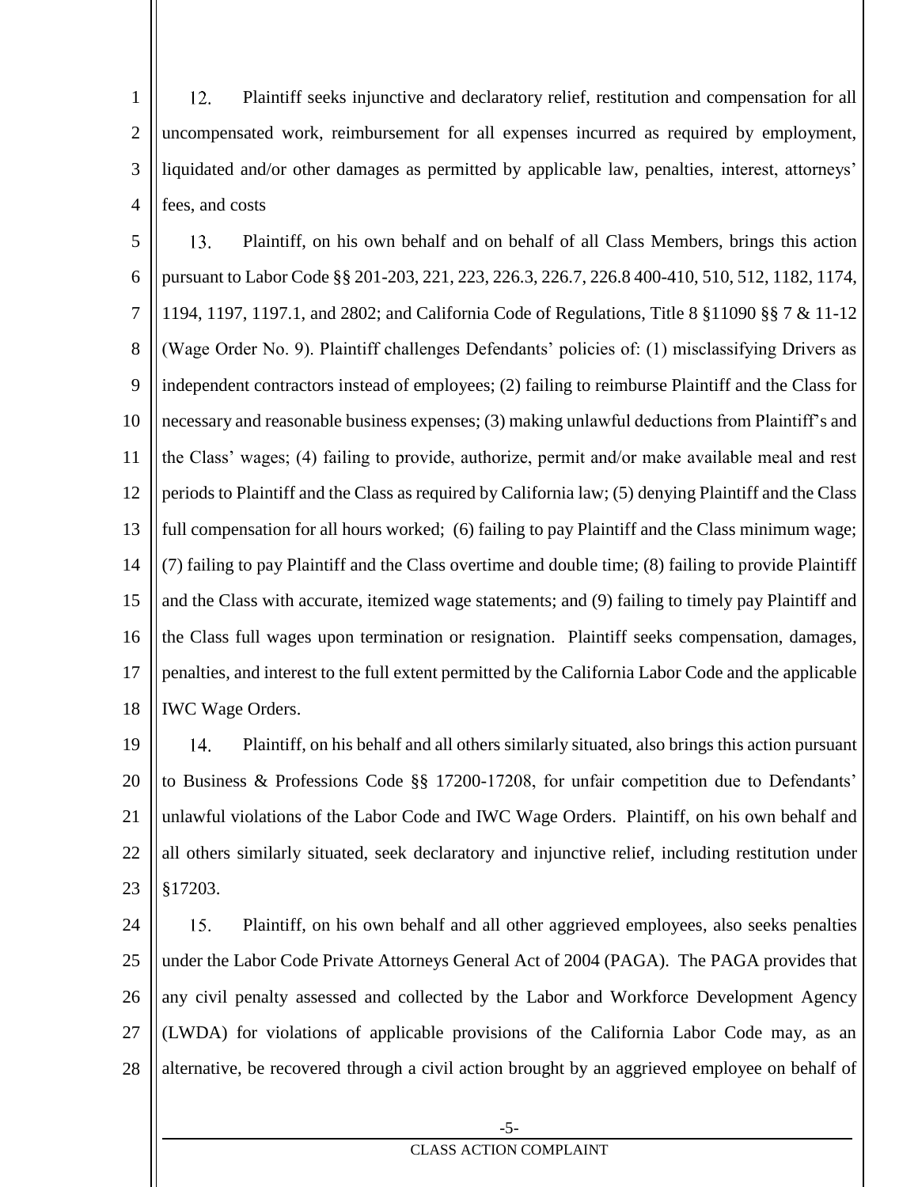12. Plaintiff seeks injunctive and declaratory relief, restitution and compensation for all uncompensated work, reimbursement for all expenses incurred as required by employment, liquidated and/or other damages as permitted by applicable law, penalties, interest, attorneys' fees, and costs

13. Plaintiff, on his own behalf and on behalf of all Class Members, brings this action pursuant to Labor Code §§ 201-203, 221, 223, 226.3, 226.7, 226.8 400-410, 510, 512, 1182, 1174, 1194, 1197, 1197.1, and 2802; and California Code of Regulations, Title 8 §11090 §§ 7 & 11-12 (Wage Order No. 9). Plaintiff challenges Defendants' policies of: (1) misclassifying Drivers as independent contractors instead of employees; (2) failing to reimburse Plaintiff and the Class for necessary and reasonable business expenses; (3) making unlawful deductions from Plaintiff's and the Class' wages; (4) failing to provide, authorize, permit and/or make available meal and rest periods to Plaintiff and the Class as required by California law; (5) denying Plaintiff and the Class full compensation for all hours worked; (6) failing to pay Plaintiff and the Class minimum wage; (7) failing to pay Plaintiff and the Class overtime and double time; (8) failing to provide Plaintiff and the Class with accurate, itemized wage statements; and (9) failing to timely pay Plaintiff and the Class full wages upon termination or resignation. Plaintiff seeks compensation, damages, penalties, and interest to the full extent permitted by the California Labor Code and the applicable IWC Wage Orders.

14. Plaintiff, on his behalf and all others similarly situated, also brings this action pursuant to Business & Professions Code §§ 17200-17208, for unfair competition due to Defendants' unlawful violations of the Labor Code and IWC Wage Orders. Plaintiff, on his own behalf and all others similarly situated, seek declaratory and injunctive relief, including restitution under §17203.

15. Plaintiff, on his own behalf and all other aggrieved employees, also seeks penalties under the Labor Code Private Attorneys General Act of 2004 (PAGA). The PAGA provides that any civil penalty assessed and collected by the Labor and Workforce Development Agency (LWDA) for violations of applicable provisions of the California Labor Code may, as an alternative, be recovered through a civil action brought by an aggrieved employee on behalf of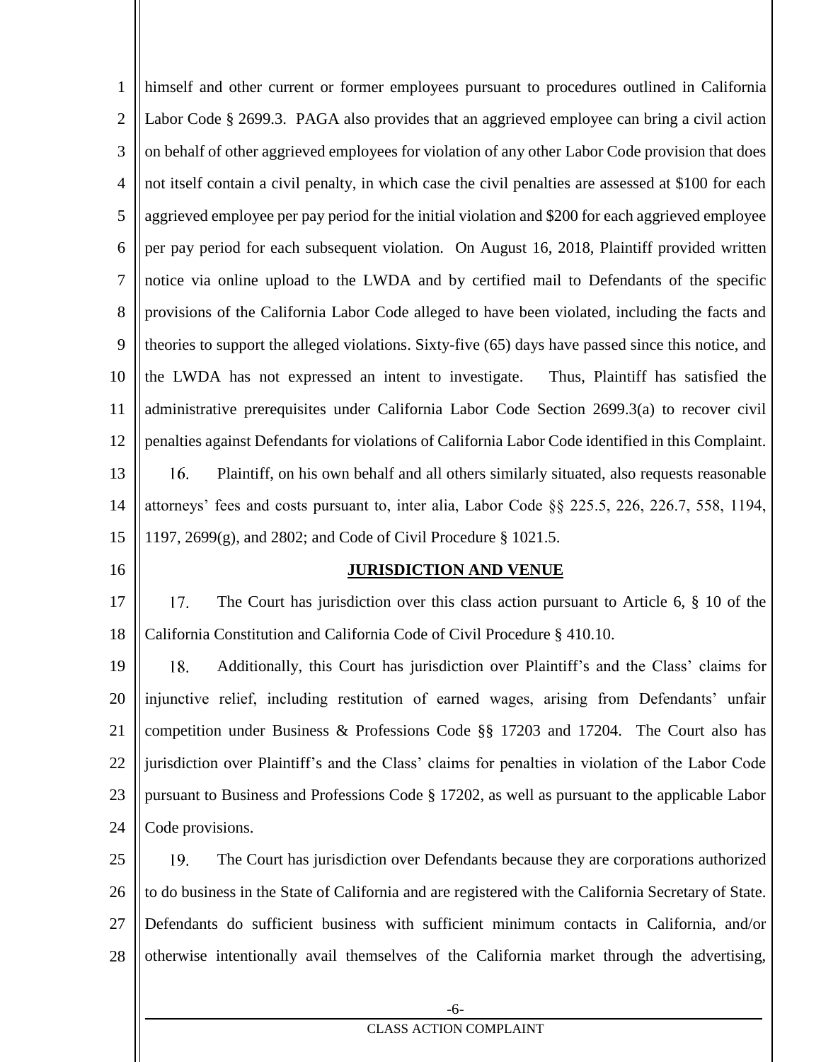himself and other current or former employees pursuant to procedures outlined in California Labor Code § 2699.3. PAGA also provides that an aggrieved employee can bring a civil action on behalf of other aggrieved employees for violation of any other Labor Code provision that does not itself contain a civil penalty, in which case the civil penalties are assessed at $100 for each aggrieved employee per pay period for the initial violation and $200 for each aggrieved employee per pay period for each subsequent violation. On August 16, 2018, Plaintiff provided written notice via online upload to the LWDA and by certified mail to Defendants of the specific provisions of the California Labor Code alleged to have been violated, including the facts and theories to support the alleged violations. Sixty-five (65) days have passed since this notice, and the LWDA has not expressed an intent to investigate. Thus, Plaintiff has satisfied the administrative prerequisites under California Labor Code Section 2699.3(a) to recover civil penalties against Defendants for violations of California Labor Code identified in this Complaint.

16. Plaintiff, on his own behalf and all others similarly situated, also requests reasonable attorneys' fees and costs pursuant to, inter alia, Labor Code §§ 225.5, 226, 226.7, 558, 1194, 1197, 2699(g), and 2802; and Code of Civil Procedure § 1021.5.

## JURISDICTION AND VENUE

17. The Court has jurisdiction over this class action pursuant to Article 6, § 10 of the California Constitution and California Code of Civil Procedure § 410.10.

18. Additionally, this Court has jurisdiction over Plaintiff's and the Class' claims for injunctive relief, including restitution of earned wages, arising from Defendants' unfair competition under Business & Professions Code §§ 17203 and 17204. The Court also has jurisdiction over Plaintiff's and the Class' claims for penalties in violation of the Labor Code pursuant to Business and Professions Code § 17202, as well as pursuant to the applicable Labor Code provisions.

19. The Court has jurisdiction over Defendants because they are corporations authorized to do business in the State of California and are registered with the California Secretary of State. Defendants do sufficient business with sufficient minimum contacts in California, and/or otherwise intentionally avail themselves of the California market through the advertising,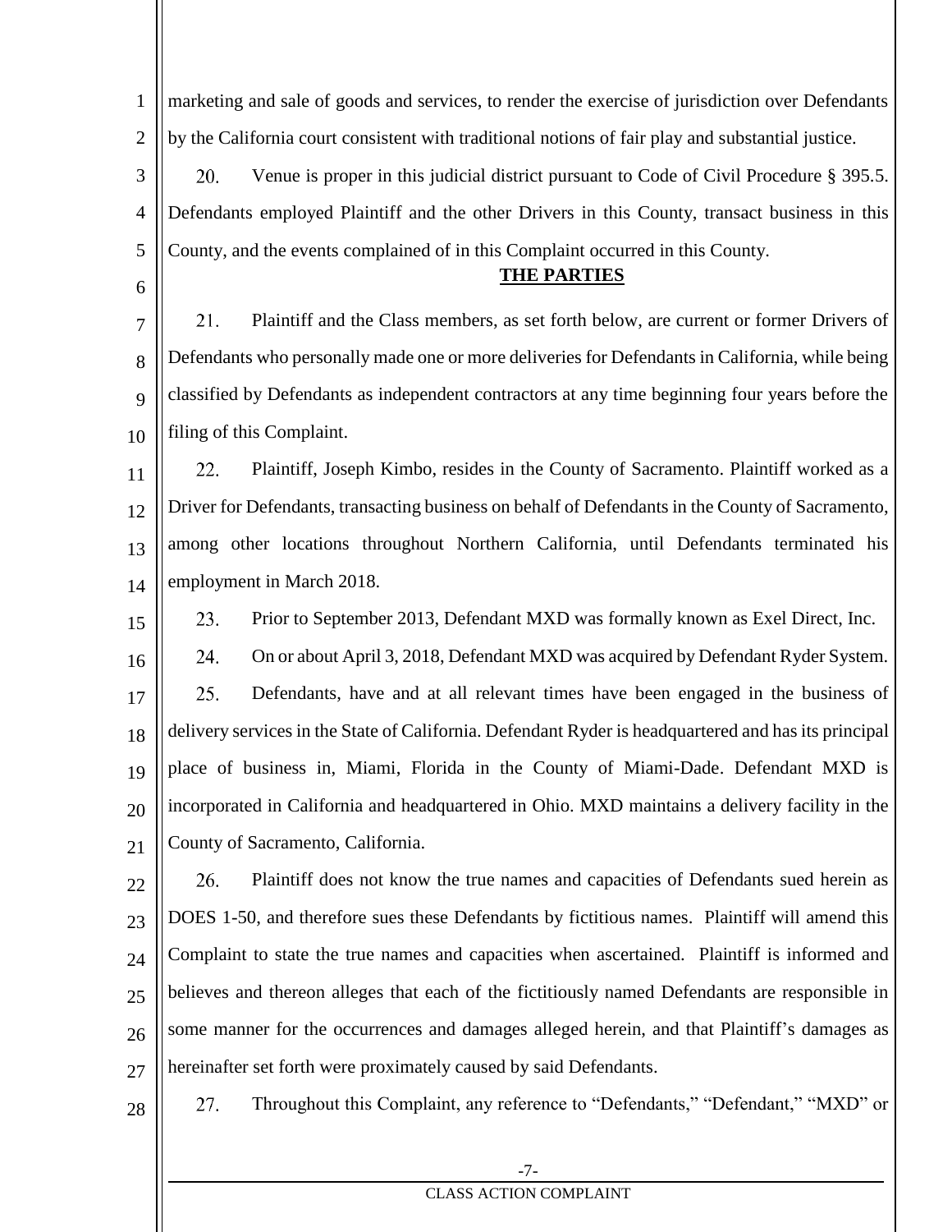marketing and sale of goods and services, to render the exercise of jurisdiction over Defendants by the California court consistent with traditional notions of fair play and substantial justice.

20. Venue is proper in this judicial district pursuant to Code of Civil Procedure § 395.5. Defendants employed Plaintiff and the other Drivers in this County, transact business in this County, and the events complained of in this Complaint occurred in this County.

## **THE PARTIES**

21. Plaintiff and the Class members, as set forth below, are current or former Drivers of Defendants who personally made one or more deliveries for Defendants in California, while being classified by Defendants as independent contractors at any time beginning four years before the filing of this Complaint.

22. Plaintiff, Joseph Kimbo, resides in the County of Sacramento. Plaintiff worked as a Driver for Defendants, transacting business on behalf of Defendants in the County of Sacramento, among other locations throughout Northern California, until Defendants terminated his employment in March 2018.

23. Prior to September 2013, Defendant MXD was formally known as Exel Direct, Inc.

24. On or about April 3, 2018, Defendant MXD was acquired by Defendant Ryder System.

25. Defendants, have and at all relevant times have been engaged in the business of delivery services in the State of California. Defendant Ryder is headquartered and has its principal place of business in, Miami, Florida in the County of Miami-Dade. Defendant MXD is incorporated in California and headquartered in Ohio. MXD maintains a delivery facility in the County of Sacramento, California.

26. Plaintiff does not know the true names and capacities of Defendants sued herein as DOES 1-50, and therefore sues these Defendants by fictitious names. Plaintiff will amend this Complaint to state the true names and capacities when ascertained. Plaintiff is informed and believes and thereon alleges that each of the fictitiously named Defendants are responsible in some manner for the occurrences and damages alleged herein, and that Plaintiff's damages as hereinafter set forth were proximately caused by said Defendants.

27. Throughout this Complaint, any reference to "Defendants," "Defendant," "MXD" or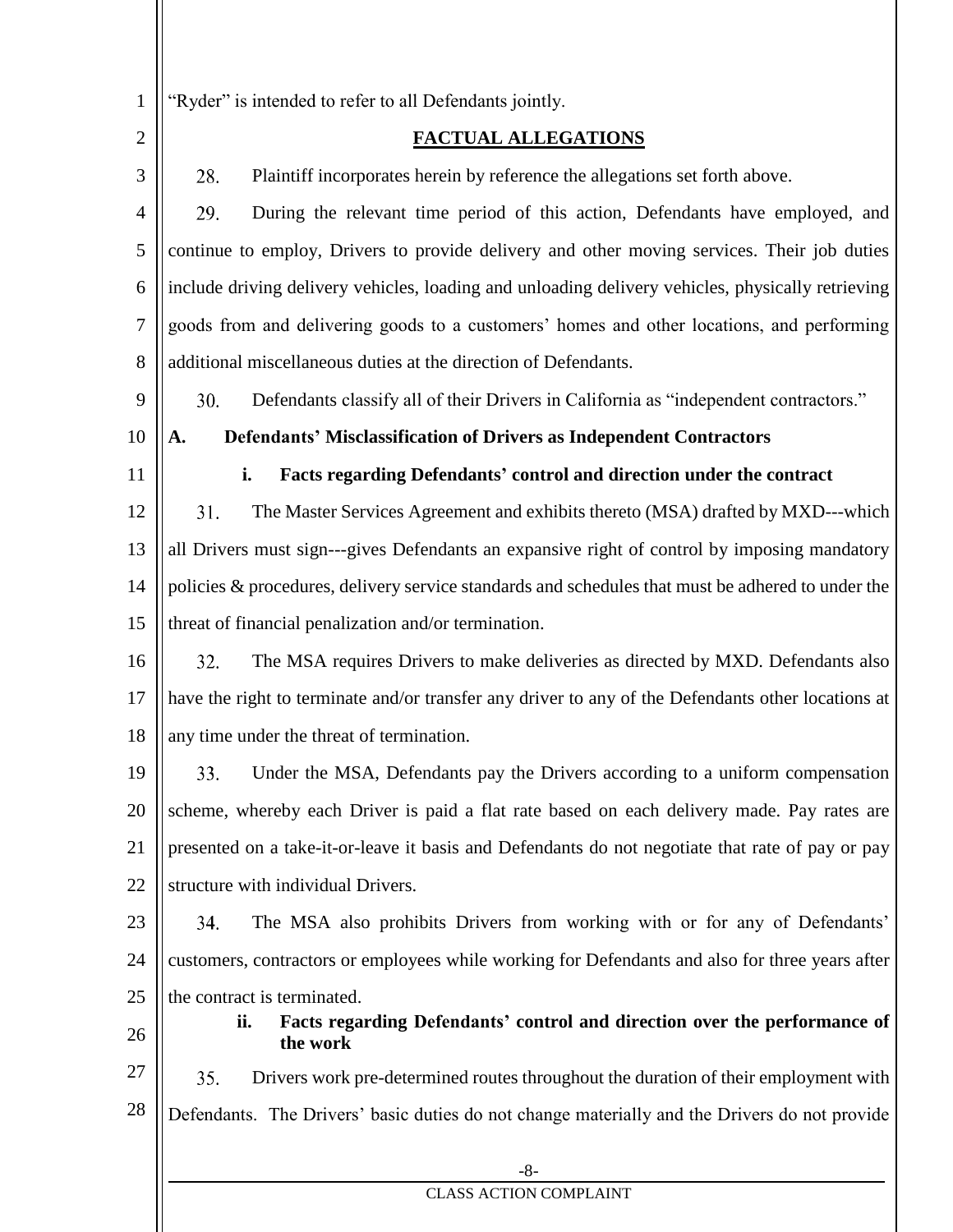"Ryder" is intended to refer to all Defendants jointly.

## FACTUAL ALLEGATIONS

28. Plaintiff incorporates herein by reference the allegations set forth above.

29. During the relevant time period of this action, Defendants have employed, and continue to employ, Drivers to provide delivery and other moving services. Their job duties include driving delivery vehicles, loading and unloading delivery vehicles, physically retrieving goods from and delivering goods to a customers' homes and other locations, and performing additional miscellaneous duties at the direction of Defendants.

30. Defendants classify all of their Drivers in California as "independent contractors."

### A. Defendants' Misclassification of Drivers as Independent Contractors

#### i. Facts regarding Defendants' control and direction under the contract

31. The Master Services Agreement and exhibits thereto (MSA) drafted by MXD---which all Drivers must sign---gives Defendants an expansive right of control by imposing mandatory policies & procedures, delivery service standards and schedules that must be adhered to under the threat of financial penalization and/or termination.

32. The MSA requires Drivers to make deliveries as directed by MXD. Defendants also have the right to terminate and/or transfer any driver to any of the Defendants other locations at any time under the threat of termination.

33. Under the MSA, Defendants pay the Drivers according to a uniform compensation scheme, whereby each Driver is paid a flat rate based on each delivery made. Pay rates are presented on a take-it-or-leave it basis and Defendants do not negotiate that rate of pay or pay structure with individual Drivers.

34. The MSA also prohibits Drivers from working with or for any of Defendants' customers, contractors or employees while working for Defendants and also for three years after the contract is terminated.

#### ii. Facts regarding Defendants' control and direction over the performance of the work

35. Drivers work pre-determined routes throughout the duration of their employment with Defendants. The Drivers' basic duties do not change materially and the Drivers do not provide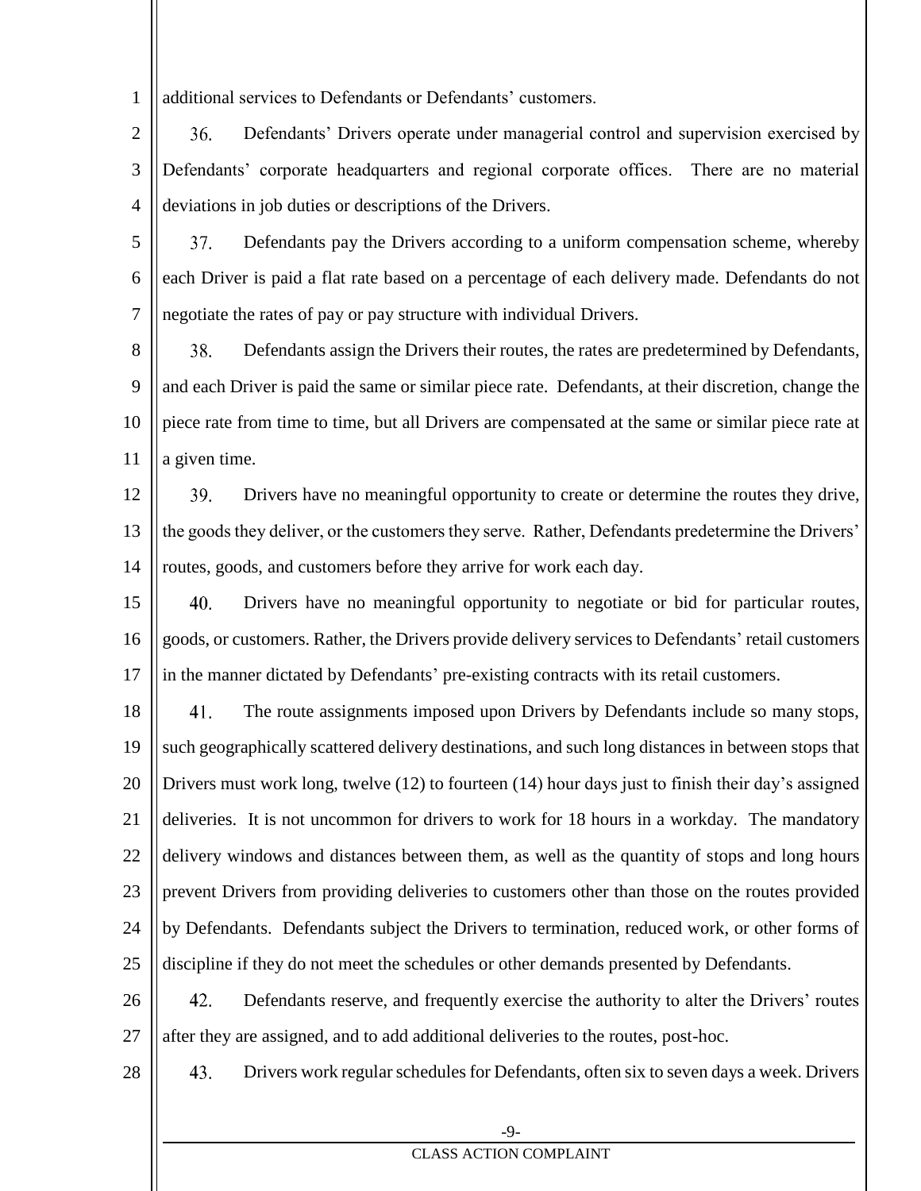additional services to Defendants or Defendants' customers.

36. Defendants' Drivers operate under managerial control and supervision exercised by Defendants' corporate headquarters and regional corporate offices. There are no material deviations in job duties or descriptions of the Drivers.

37. Defendants pay the Drivers according to a uniform compensation scheme, whereby each Driver is paid a flat rate based on a percentage of each delivery made. Defendants do not negotiate the rates of pay or pay structure with individual Drivers.

38. Defendants assign the Drivers their routes, the rates are predetermined by Defendants, and each Driver is paid the same or similar piece rate. Defendants, at their discretion, change the piece rate from time to time, but all Drivers are compensated at the same or similar piece rate at a given time.

39. Drivers have no meaningful opportunity to create or determine the routes they drive, the goods they deliver, or the customers they serve. Rather, Defendants predetermine the Drivers' routes, goods, and customers before they arrive for work each day.

40. Drivers have no meaningful opportunity to negotiate or bid for particular routes, goods, or customers. Rather, the Drivers provide delivery services to Defendants' retail customers in the manner dictated by Defendants' pre-existing contracts with its retail customers.

41. The route assignments imposed upon Drivers by Defendants include so many stops, such geographically scattered delivery destinations, and such long distances in between stops that Drivers must work long, twelve (12) to fourteen (14) hour days just to finish their day's assigned deliveries. It is not uncommon for drivers to work for 18 hours in a workday. The mandatory delivery windows and distances between them, as well as the quantity of stops and long hours prevent Drivers from providing deliveries to customers other than those on the routes provided by Defendants. Defendants subject the Drivers to termination, reduced work, or other forms of discipline if they do not meet the schedules or other demands presented by Defendants.

42. Defendants reserve, and frequently exercise the authority to alter the Drivers' routes after they are assigned, and to add additional deliveries to the routes, post-hoc.

43. Drivers work regular schedules for Defendants, often six to seven days a week. Drivers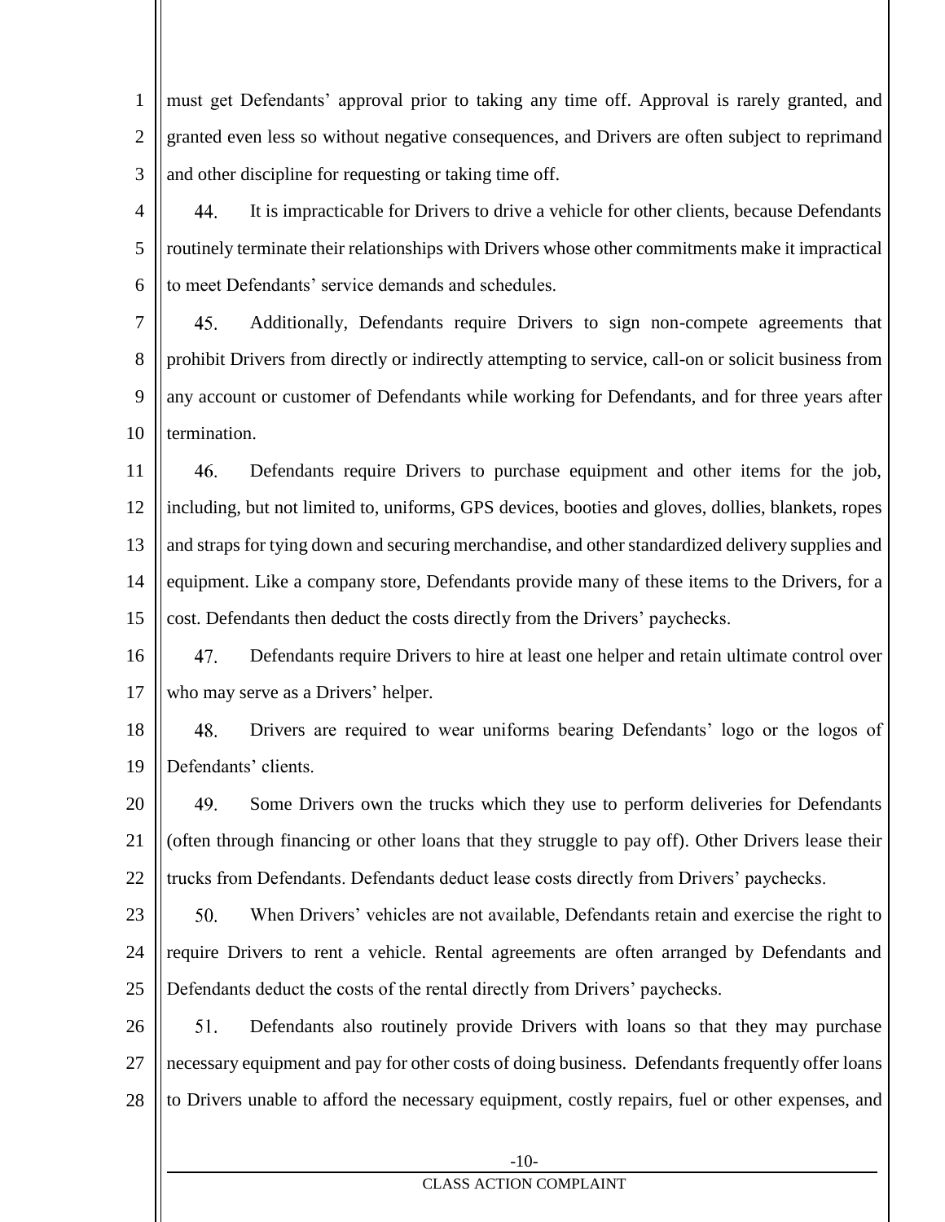must get Defendants' approval prior to taking any time off. Approval is rarely granted, and granted even less so without negative consequences, and Drivers are often subject to reprimand and other discipline for requesting or taking time off.

44. It is impracticable for Drivers to drive a vehicle for other clients, because Defendants routinely terminate their relationships with Drivers whose other commitments make it impractical to meet Defendants' service demands and schedules.

45. Additionally, Defendants require Drivers to sign non-compete agreements that prohibit Drivers from directly or indirectly attempting to service, call-on or solicit business from any account or customer of Defendants while working for Defendants, and for three years after termination.

46. Defendants require Drivers to purchase equipment and other items for the job, including, but not limited to, uniforms, GPS devices, booties and gloves, dollies, blankets, ropes and straps for tying down and securing merchandise, and other standardized delivery supplies and equipment. Like a company store, Defendants provide many of these items to the Drivers, for a cost. Defendants then deduct the costs directly from the Drivers' paychecks.

47. Defendants require Drivers to hire at least one helper and retain ultimate control over who may serve as a Drivers' helper.

48. Drivers are required to wear uniforms bearing Defendants' logo or the logos of Defendants' clients.

49. Some Drivers own the trucks which they use to perform deliveries for Defendants (often through financing or other loans that they struggle to pay off). Other Drivers lease their trucks from Defendants. Defendants deduct lease costs directly from Drivers' paychecks.

50. When Drivers' vehicles are not available, Defendants retain and exercise the right to require Drivers to rent a vehicle. Rental agreements are often arranged by Defendants and Defendants deduct the costs of the rental directly from Drivers' paychecks.

51. Defendants also routinely provide Drivers with loans so that they may purchase necessary equipment and pay for other costs of doing business. Defendants frequently offer loans to Drivers unable to afford the necessary equipment, costly repairs, fuel or other expenses, and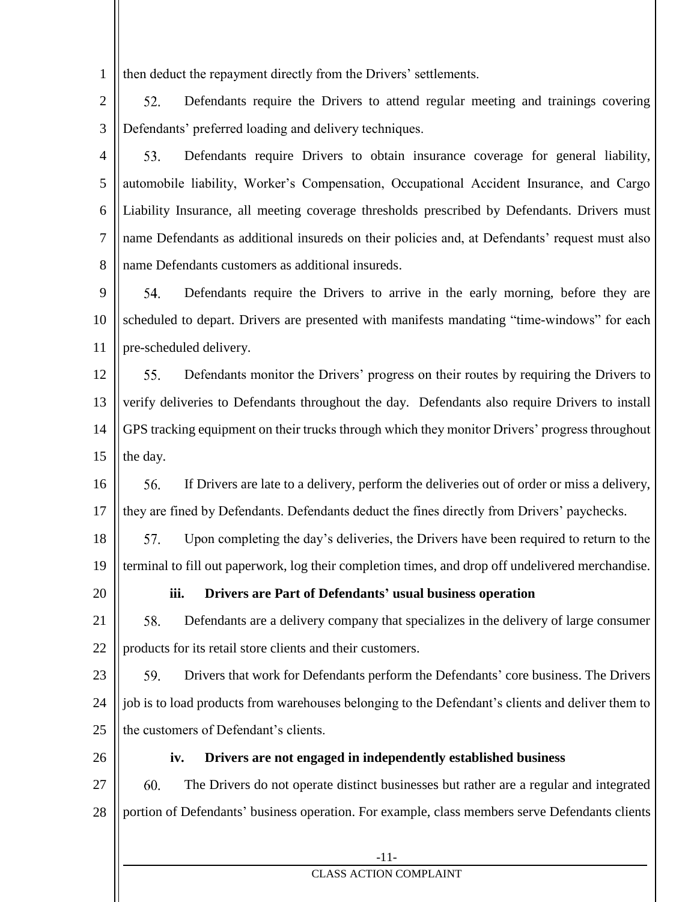then deduct the repayment directly from the Drivers' settlements.

52. Defendants require the Drivers to attend regular meeting and trainings covering Defendants' preferred loading and delivery techniques.

53. Defendants require Drivers to obtain insurance coverage for general liability, automobile liability, Worker's Compensation, Occupational Accident Insurance, and Cargo Liability Insurance, all meeting coverage thresholds prescribed by Defendants. Drivers must name Defendants as additional insureds on their policies and, at Defendants' request must also name Defendants customers as additional insureds.

54. Defendants require the Drivers to arrive in the early morning, before they are scheduled to depart. Drivers are presented with manifests mandating "time-windows" for each pre-scheduled delivery.

55. Defendants monitor the Drivers' progress on their routes by requiring the Drivers to verify deliveries to Defendants throughout the day. Defendants also require Drivers to install GPS tracking equipment on their trucks through which they monitor Drivers' progress throughout the day.

56. If Drivers are late to a delivery, perform the deliveries out of order or miss a delivery, they are fined by Defendants. Defendants deduct the fines directly from Drivers' paychecks.

57. Upon completing the day's deliveries, the Drivers have been required to return to the terminal to fill out paperwork, log their completion times, and drop off undelivered merchandise.

**iii. Drivers are Part of Defendants' usual business operation**

58. Defendants are a delivery company that specializes in the delivery of large consumer products for its retail store clients and their customers.

59. Drivers that work for Defendants perform the Defendants' core business. The Drivers job is to load products from warehouses belonging to the Defendant's clients and deliver them to the customers of Defendant's clients.

**iv. Drivers are not engaged in independently established business**

60. The Drivers do not operate distinct businesses but rather are a regular and integrated portion of Defendants' business operation. For example, class members serve Defendants clients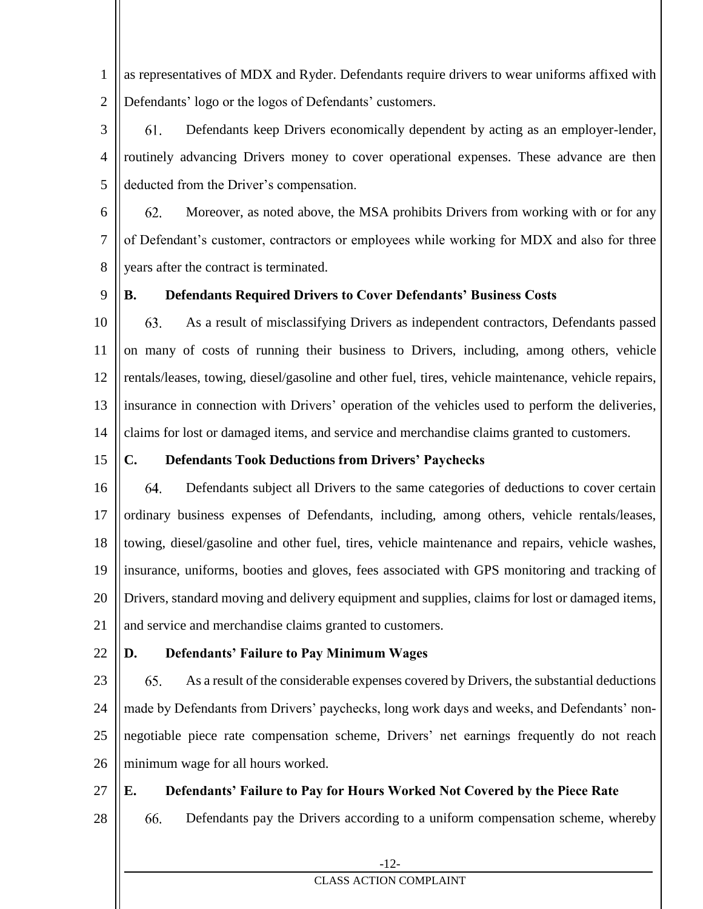as representatives of MDX and Ryder. Defendants require drivers to wear uniforms affixed with Defendants' logo or the logos of Defendants' customers.

61. Defendants keep Drivers economically dependent by acting as an employer-lender, routinely advancing Drivers money to cover operational expenses. These advance are then deducted from the Driver's compensation.

62. Moreover, as noted above, the MSA prohibits Drivers from working with or for any of Defendant's customer, contractors or employees while working for MDX and also for three years after the contract is terminated.

### B. Defendants Required Drivers to Cover Defendants' Business Costs

63. As a result of misclassifying Drivers as independent contractors, Defendants passed on many of costs of running their business to Drivers, including, among others, vehicle rentals/leases, towing, diesel/gasoline and other fuel, tires, vehicle maintenance, vehicle repairs, insurance in connection with Drivers' operation of the vehicles used to perform the deliveries, claims for lost or damaged items, and service and merchandise claims granted to customers.

### C. Defendants Took Deductions from Drivers' Paychecks

64. Defendants subject all Drivers to the same categories of deductions to cover certain ordinary business expenses of Defendants, including, among others, vehicle rentals/leases, towing, diesel/gasoline and other fuel, tires, vehicle maintenance and repairs, vehicle washes, insurance, uniforms, booties and gloves, fees associated with GPS monitoring and tracking of Drivers, standard moving and delivery equipment and supplies, claims for lost or damaged items, and service and merchandise claims granted to customers.

### D. Defendants' Failure to Pay Minimum Wages

65. As a result of the considerable expenses covered by Drivers, the substantial deductions made by Defendants from Drivers' paychecks, long work days and weeks, and Defendants' non-negotiable piece rate compensation scheme, Drivers' net earnings frequently do not reach minimum wage for all hours worked.

### E. Defendants' Failure to Pay for Hours Worked Not Covered by the Piece Rate

66. Defendants pay the Drivers according to a uniform compensation scheme, whereby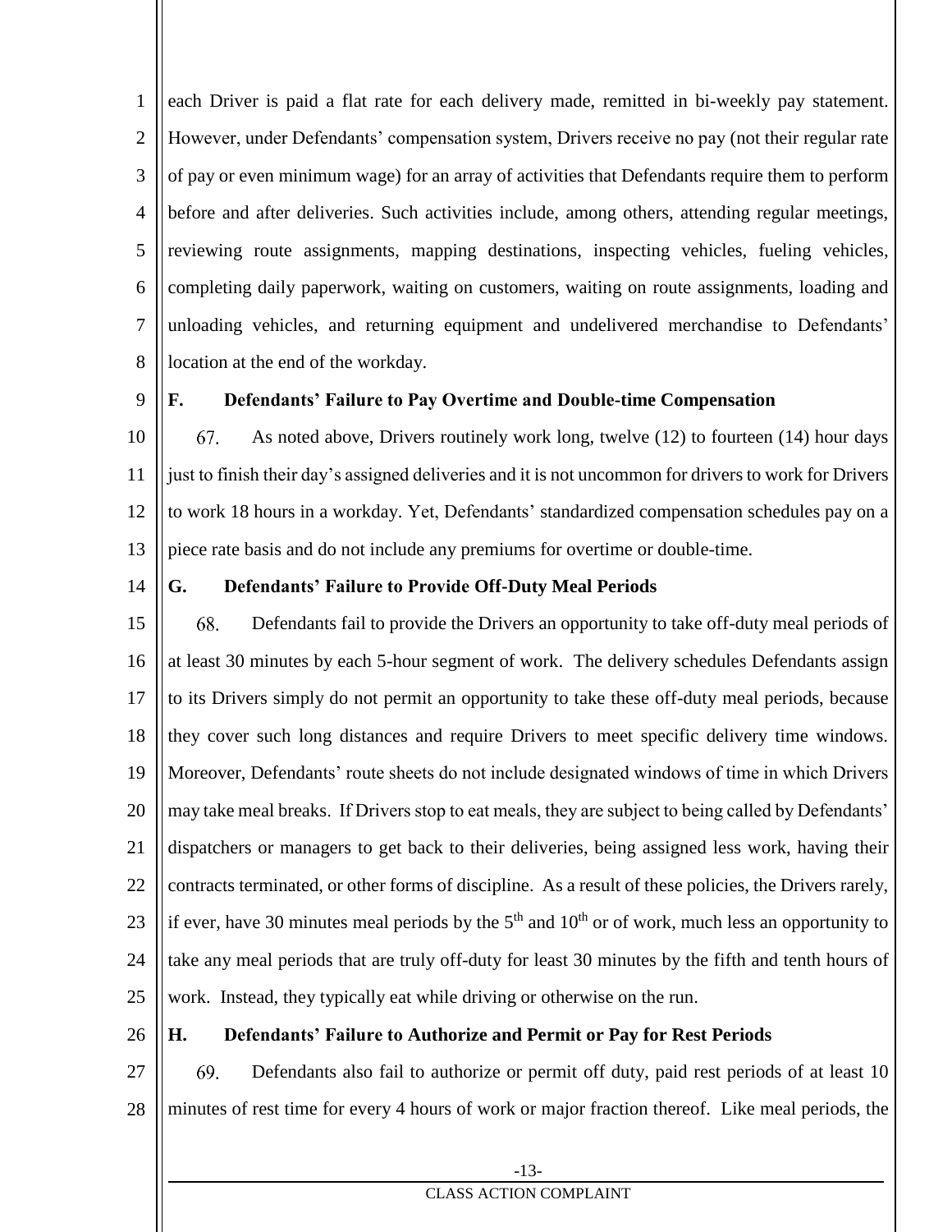each Driver is paid a flat rate for each delivery made, remitted in bi-weekly pay statement. However, under Defendants' compensation system, Drivers receive no pay (not their regular rate of pay or even minimum wage) for an array of activities that Defendants require them to perform before and after deliveries. Such activities include, among others, attending regular meetings, reviewing route assignments, mapping destinations, inspecting vehicles, fueling vehicles, completing daily paperwork, waiting on customers, waiting on route assignments, loading and unloading vehicles, and returning equipment and undelivered merchandise to Defendants' location at the end of the workday.

### F. Defendants' Failure to Pay Overtime and Double-time Compensation

67. As noted above, Drivers routinely work long, twelve (12) to fourteen (14) hour days just to finish their day's assigned deliveries and it is not uncommon for drivers to work for Drivers to work 18 hours in a workday. Yet, Defendants' standardized compensation schedules pay on a piece rate basis and do not include any premiums for overtime or double-time.

### G. Defendants' Failure to Provide Off-Duty Meal Periods

68. Defendants fail to provide the Drivers an opportunity to take off-duty meal periods of at least 30 minutes by each 5-hour segment of work. The delivery schedules Defendants assign to its Drivers simply do not permit an opportunity to take these off-duty meal periods, because they cover such long distances and require Drivers to meet specific delivery time windows. Moreover, Defendants' route sheets do not include designated windows of time in which Drivers may take meal breaks. If Drivers stop to eat meals, they are subject to being called by Defendants' dispatchers or managers to get back to their deliveries, being assigned less work, having their contracts terminated, or other forms of discipline. As a result of these policies, the Drivers rarely, if ever, have 30 minutes meal periods by the 5th and 10th or of work, much less an opportunity to take any meal periods that are truly off-duty for least 30 minutes by the fifth and tenth hours of work. Instead, they typically eat while driving or otherwise on the run.

### H. Defendants' Failure to Authorize and Permit or Pay for Rest Periods

69. Defendants also fail to authorize or permit off duty, paid rest periods of at least 10 minutes of rest time for every 4 hours of work or major fraction thereof. Like meal periods, the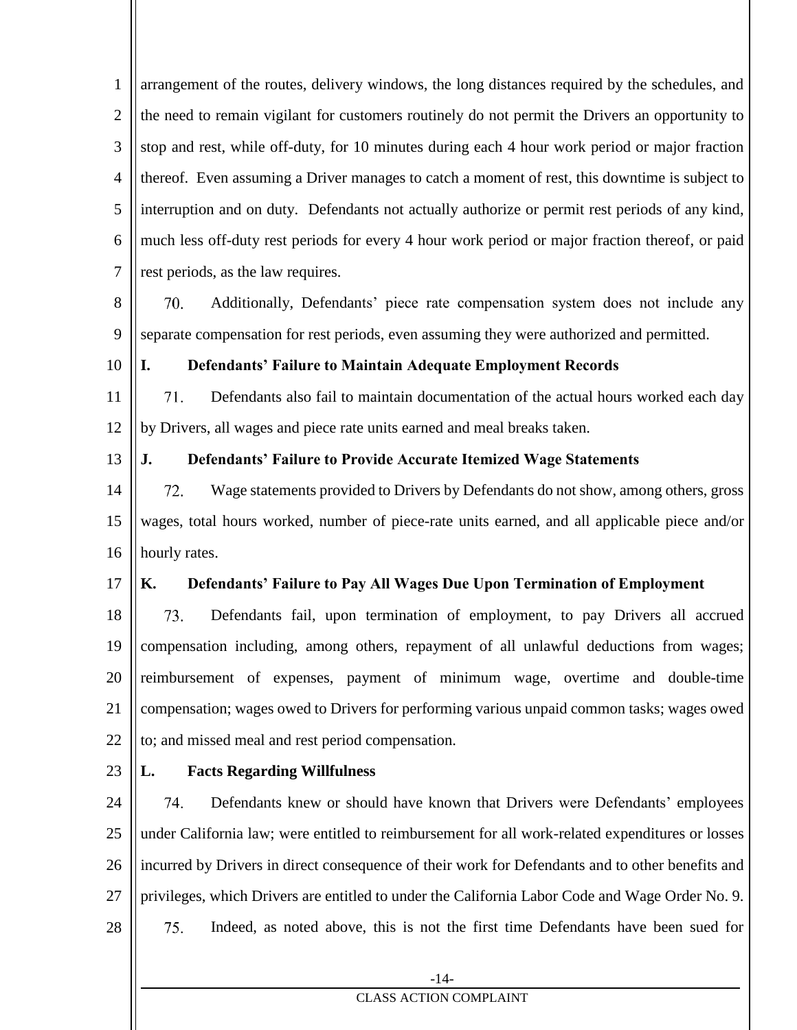arrangement of the routes, delivery windows, the long distances required by the schedules, and the need to remain vigilant for customers routinely do not permit the Drivers an opportunity to stop and rest, while off-duty, for 10 minutes during each 4 hour work period or major fraction thereof. Even assuming a Driver manages to catch a moment of rest, this downtime is subject to interruption and on duty. Defendants not actually authorize or permit rest periods of any kind, much less off-duty rest periods for every 4 hour work period or major fraction thereof, or paid rest periods, as the law requires.

70. Additionally, Defendants' piece rate compensation system does not include any separate compensation for rest periods, even assuming they were authorized and permitted.

**I. Defendants' Failure to Maintain Adequate Employment Records**

71. Defendants also fail to maintain documentation of the actual hours worked each day by Drivers, all wages and piece rate units earned and meal breaks taken.

**J. Defendants' Failure to Provide Accurate Itemized Wage Statements**

72. Wage statements provided to Drivers by Defendants do not show, among others, gross wages, total hours worked, number of piece-rate units earned, and all applicable piece and/or hourly rates.

**K. Defendants' Failure to Pay All Wages Due Upon Termination of Employment**

73. Defendants fail, upon termination of employment, to pay Drivers all accrued compensation including, among others, repayment of all unlawful deductions from wages; reimbursement of expenses, payment of minimum wage, overtime and double-time compensation; wages owed to Drivers for performing various unpaid common tasks; wages owed to; and missed meal and rest period compensation.

**L. Facts Regarding Willfulness**

74. Defendants knew or should have known that Drivers were Defendants' employees under California law; were entitled to reimbursement for all work-related expenditures or losses incurred by Drivers in direct consequence of their work for Defendants and to other benefits and privileges, which Drivers are entitled to under the California Labor Code and Wage Order No. 9.

75. Indeed, as noted above, this is not the first time Defendants have been sued for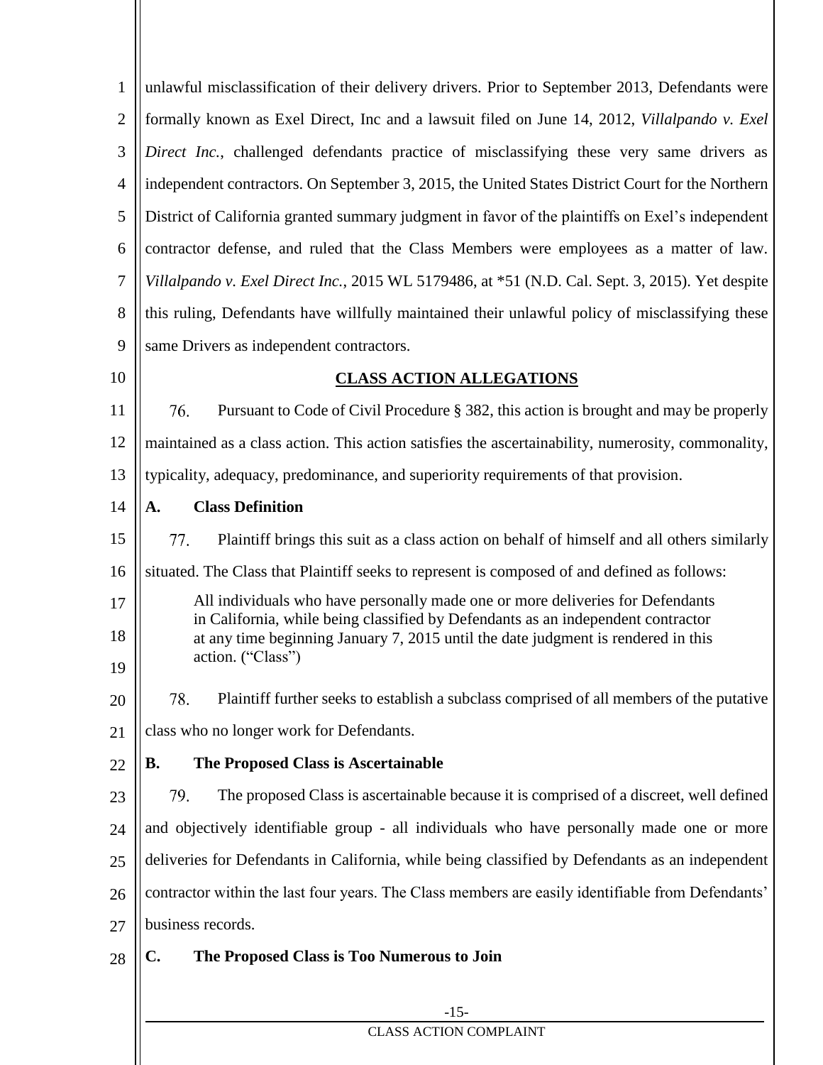unlawful misclassification of their delivery drivers. Prior to September 2013, Defendants were formally known as Exel Direct, Inc and a lawsuit filed on June 14, 2012, *Villalpando v. Exel Direct Inc.*, challenged defendants practice of misclassifying these very same drivers as independent contractors. On September 3, 2015, the United States District Court for the Northern District of California granted summary judgment in favor of the plaintiffs on Exel's independent contractor defense, and ruled that the Class Members were employees as a matter of law. *Villalpando v. Exel Direct Inc.*, 2015 WL 5179486, at *51 (N.D. Cal. Sept. 3, 2015). Yet despite this ruling, Defendants have willfully maintained their unlawful policy of misclassifying these same Drivers as independent contractors.

## CLASS ACTION ALLEGATIONS

76. Pursuant to Code of Civil Procedure § 382, this action is brought and may be properly maintained as a class action. This action satisfies the ascertainability, numerosity, commonality, typicality, adequacy, predominance, and superiority requirements of that provision.

### A. Class Definition

77. Plaintiff brings this suit as a class action on behalf of himself and all others similarly situated. The Class that Plaintiff seeks to represent is composed of and defined as follows:

> All individuals who have personally made one or more deliveries for Defendants in California, while being classified by Defendants as an independent contractor at any time beginning January 7, 2015 until the date judgment is rendered in this action. ("Class")

78. Plaintiff further seeks to establish a subclass comprised of all members of the putative class who no longer work for Defendants.

### B. The Proposed Class is Ascertainable

79. The proposed Class is ascertainable because it is comprised of a discreet, well defined and objectively identifiable group - all individuals who have personally made one or more deliveries for Defendants in California, while being classified by Defendants as an independent contractor within the last four years. The Class members are easily identifiable from Defendants' business records.

### C. The Proposed Class is Too Numerous to Join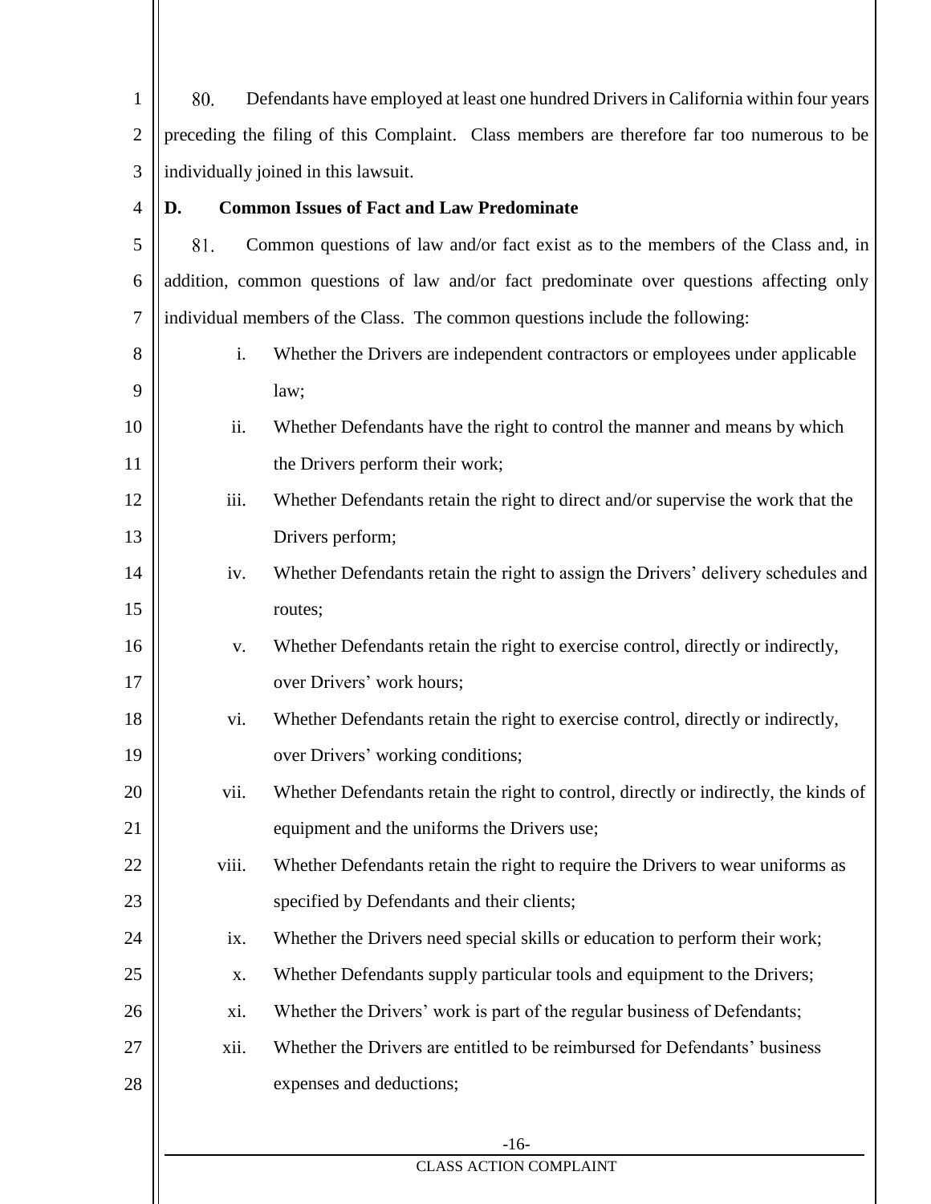80. Defendants have employed at least one hundred Drivers in California within four years preceding the filing of this Complaint. Class members are therefore far too numerous to be individually joined in this lawsuit.

**D. Common Issues of Fact and Law Predominate**

81. Common questions of law and/or fact exist as to the members of the Class and, in addition, common questions of law and/or fact predominate over questions affecting only individual members of the Class. The common questions include the following:

i. Whether the Drivers are independent contractors or employees under applicable law;

ii. Whether Defendants have the right to control the manner and means by which the Drivers perform their work;

iii. Whether Defendants retain the right to direct and/or supervise the work that the Drivers perform;

iv. Whether Defendants retain the right to assign the Drivers' delivery schedules and routes;

v. Whether Defendants retain the right to exercise control, directly or indirectly, over Drivers' work hours;

vi. Whether Defendants retain the right to exercise control, directly or indirectly, over Drivers' working conditions;

vii. Whether Defendants retain the right to control, directly or indirectly, the kinds of equipment and the uniforms the Drivers use;

viii. Whether Defendants retain the right to require the Drivers to wear uniforms as specified by Defendants and their clients;

ix. Whether the Drivers need special skills or education to perform their work;

x. Whether Defendants supply particular tools and equipment to the Drivers;

xi. Whether the Drivers' work is part of the regular business of Defendants;

xii. Whether the Drivers are entitled to be reimbursed for Defendants' business expenses and deductions;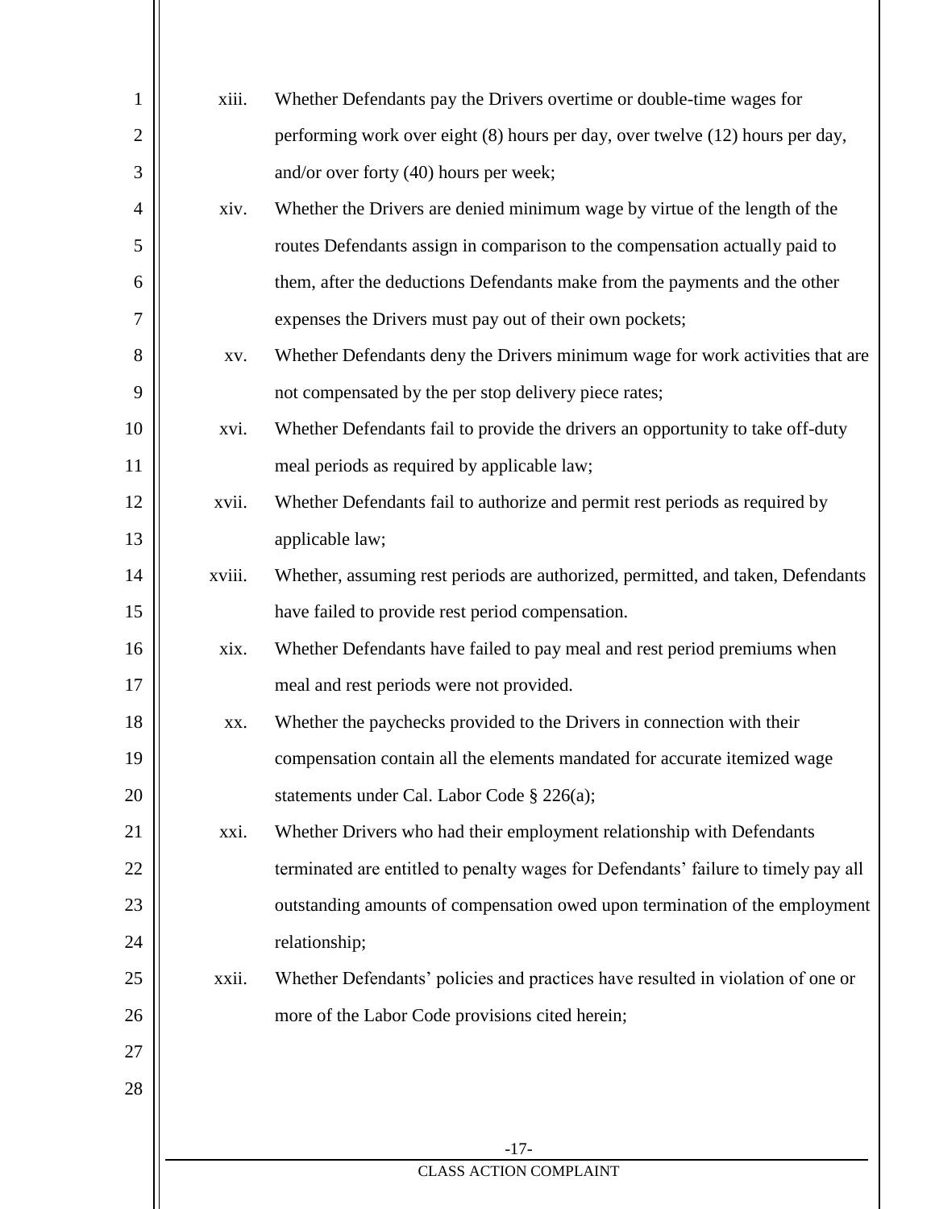xiii. Whether Defendants pay the Drivers overtime or double-time wages for performing work over eight (8) hours per day, over twelve (12) hours per day, and/or over forty (40) hours per week;

xiv. Whether the Drivers are denied minimum wage by virtue of the length of the routes Defendants assign in comparison to the compensation actually paid to them, after the deductions Defendants make from the payments and the other expenses the Drivers must pay out of their own pockets;

xv. Whether Defendants deny the Drivers minimum wage for work activities that are not compensated by the per stop delivery piece rates;

xvi. Whether Defendants fail to provide the drivers an opportunity to take off-duty meal periods as required by applicable law;

xvii. Whether Defendants fail to authorize and permit rest periods as required by applicable law;

xviii. Whether, assuming rest periods are authorized, permitted, and taken, Defendants have failed to provide rest period compensation.

xix. Whether Defendants have failed to pay meal and rest period premiums when meal and rest periods were not provided.

xx. Whether the paychecks provided to the Drivers in connection with their compensation contain all the elements mandated for accurate itemized wage statements under Cal. Labor Code § 226(a);

xxi. Whether Drivers who had their employment relationship with Defendants terminated are entitled to penalty wages for Defendants' failure to timely pay all outstanding amounts of compensation owed upon termination of the employment relationship;

xxii. Whether Defendants' policies and practices have resulted in violation of one or more of the Labor Code provisions cited herein;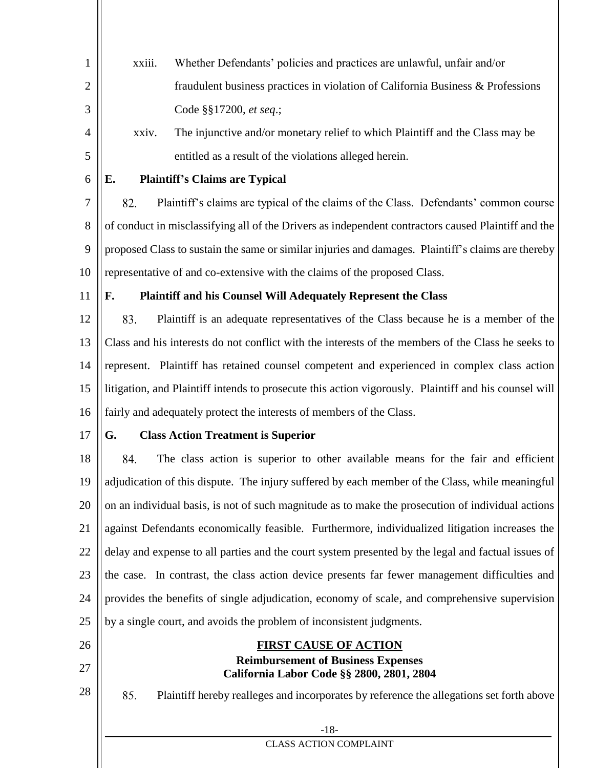xxiii. Whether Defendants' policies and practices are unlawful, unfair and/or fraudulent business practices in violation of California Business & Professions Code §§17200, *et seq*.;

xxiv. The injunctive and/or monetary relief to which Plaintiff and the Class may be entitled as a result of the violations alleged herein.

### E. Plaintiff's Claims are Typical

82. Plaintiff's claims are typical of the claims of the Class. Defendants' common course of conduct in misclassifying all of the Drivers as independent contractors caused Plaintiff and the proposed Class to sustain the same or similar injuries and damages. Plaintiff's claims are thereby representative of and co-extensive with the claims of the proposed Class.

### F. Plaintiff and his Counsel Will Adequately Represent the Class

83. Plaintiff is an adequate representatives of the Class because he is a member of the Class and his interests do not conflict with the interests of the members of the Class he seeks to represent. Plaintiff has retained counsel competent and experienced in complex class action litigation, and Plaintiff intends to prosecute this action vigorously. Plaintiff and his counsel will fairly and adequately protect the interests of members of the Class.

### G. Class Action Treatment is Superior

84. The class action is superior to other available means for the fair and efficient adjudication of this dispute. The injury suffered by each member of the Class, while meaningful on an individual basis, is not of such magnitude as to make the prosecution of individual actions against Defendants economically feasible. Furthermore, individualized litigation increases the delay and expense to all parties and the court system presented by the legal and factual issues of the case. In contrast, the class action device presents far fewer management difficulties and provides the benefits of single adjudication, economy of scale, and comprehensive supervision by a single court, and avoids the problem of inconsistent judgments.

## FIRST CAUSE OF ACTION

**Reimbursement of Business Expenses**
**California Labor Code §§ 2800, 2801, 2804**

85. Plaintiff hereby realleges and incorporates by reference the allegations set forth above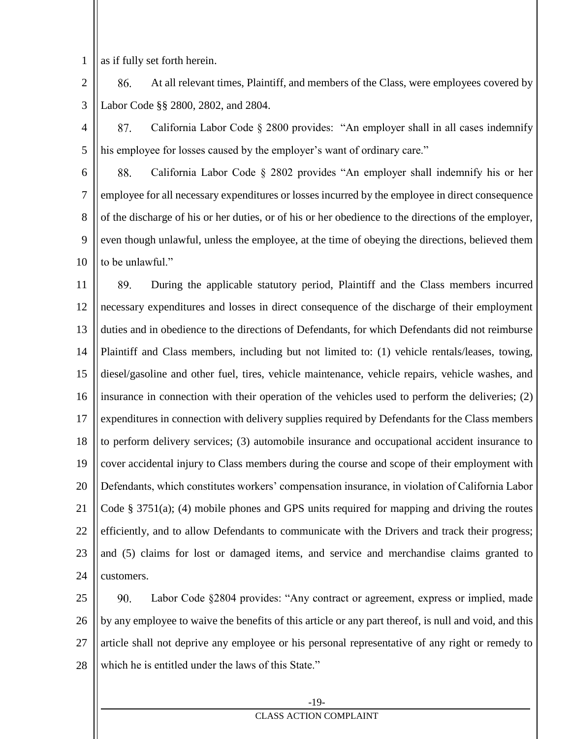as if fully set forth herein.

86. At all relevant times, Plaintiff, and members of the Class, were employees covered by Labor Code §§ 2800, 2802, and 2804.

87. California Labor Code § 2800 provides: "An employer shall in all cases indemnify his employee for losses caused by the employer's want of ordinary care."

88. California Labor Code § 2802 provides "An employer shall indemnify his or her employee for all necessary expenditures or losses incurred by the employee in direct consequence of the discharge of his or her duties, or of his or her obedience to the directions of the employer, even though unlawful, unless the employee, at the time of obeying the directions, believed them to be unlawful."

89. During the applicable statutory period, Plaintiff and the Class members incurred necessary expenditures and losses in direct consequence of the discharge of their employment duties and in obedience to the directions of Defendants, for which Defendants did not reimburse Plaintiff and Class members, including but not limited to: (1) vehicle rentals/leases, towing, diesel/gasoline and other fuel, tires, vehicle maintenance, vehicle repairs, vehicle washes, and insurance in connection with their operation of the vehicles used to perform the deliveries; (2) expenditures in connection with delivery supplies required by Defendants for the Class members to perform delivery services; (3) automobile insurance and occupational accident insurance to cover accidental injury to Class members during the course and scope of their employment with Defendants, which constitutes workers' compensation insurance, in violation of California Labor Code § 3751(a); (4) mobile phones and GPS units required for mapping and driving the routes efficiently, and to allow Defendants to communicate with the Drivers and track their progress; and (5) claims for lost or damaged items, and service and merchandise claims granted to customers.

90. Labor Code §2804 provides: "Any contract or agreement, express or implied, made by any employee to waive the benefits of this article or any part thereof, is null and void, and this article shall not deprive any employee or his personal representative of any right or remedy to which he is entitled under the laws of this State."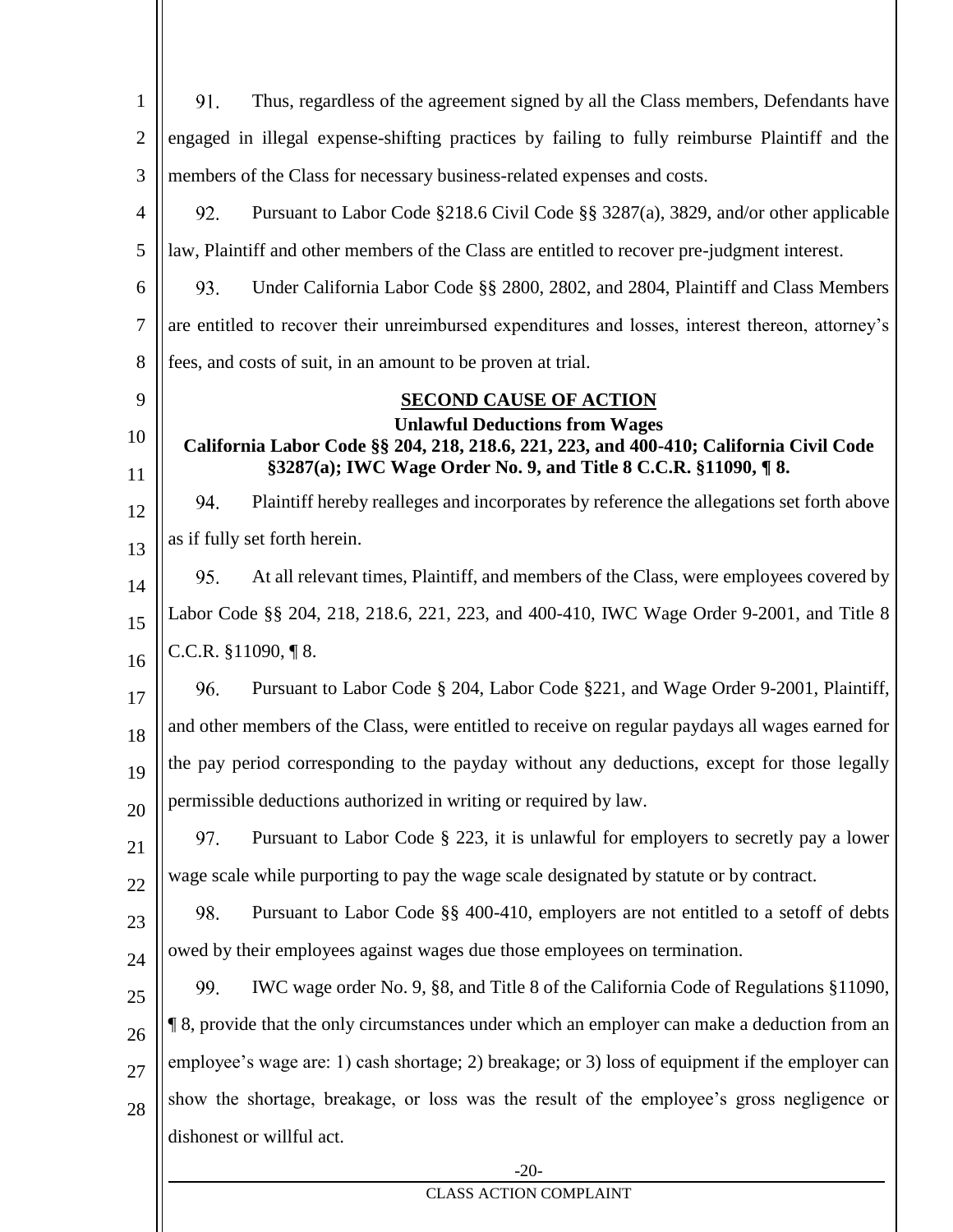91. Thus, regardless of the agreement signed by all the Class members, Defendants have engaged in illegal expense-shifting practices by failing to fully reimburse Plaintiff and the members of the Class for necessary business-related expenses and costs.

92. Pursuant to Labor Code §218.6 Civil Code §§ 3287(a), 3829, and/or other applicable law, Plaintiff and other members of the Class are entitled to recover pre-judgment interest.

93. Under California Labor Code §§ 2800, 2802, and 2804, Plaintiff and Class Members are entitled to recover their unreimbursed expenditures and losses, interest thereon, attorney's fees, and costs of suit, in an amount to be proven at trial.

**SECOND CAUSE OF ACTION**

**Unlawful Deductions from Wages**

**California Labor Code §§ 204, 218, 218.6, 221, 223, and 400-410; California Civil Code §3287(a); IWC Wage Order No. 9, and Title 8 C.C.R. §11090, ¶ 8.**

94. Plaintiff hereby realleges and incorporates by reference the allegations set forth above as if fully set forth herein.

95. At all relevant times, Plaintiff, and members of the Class, were employees covered by Labor Code §§ 204, 218, 218.6, 221, 223, and 400-410, IWC Wage Order 9-2001, and Title 8 C.C.R. §11090, ¶ 8.

96. Pursuant to Labor Code § 204, Labor Code §221, and Wage Order 9-2001, Plaintiff, and other members of the Class, were entitled to receive on regular paydays all wages earned for the pay period corresponding to the payday without any deductions, except for those legally permissible deductions authorized in writing or required by law.

97. Pursuant to Labor Code § 223, it is unlawful for employers to secretly pay a lower wage scale while purporting to pay the wage scale designated by statute or by contract.

98. Pursuant to Labor Code §§ 400-410, employers are not entitled to a setoff of debts owed by their employees against wages due those employees on termination.

99. IWC wage order No. 9, §8, and Title 8 of the California Code of Regulations §11090, ¶ 8, provide that the only circumstances under which an employer can make a deduction from an employee's wage are: 1) cash shortage; 2) breakage; or 3) loss of equipment if the employer can show the shortage, breakage, or loss was the result of the employee's gross negligence or dishonest or willful act.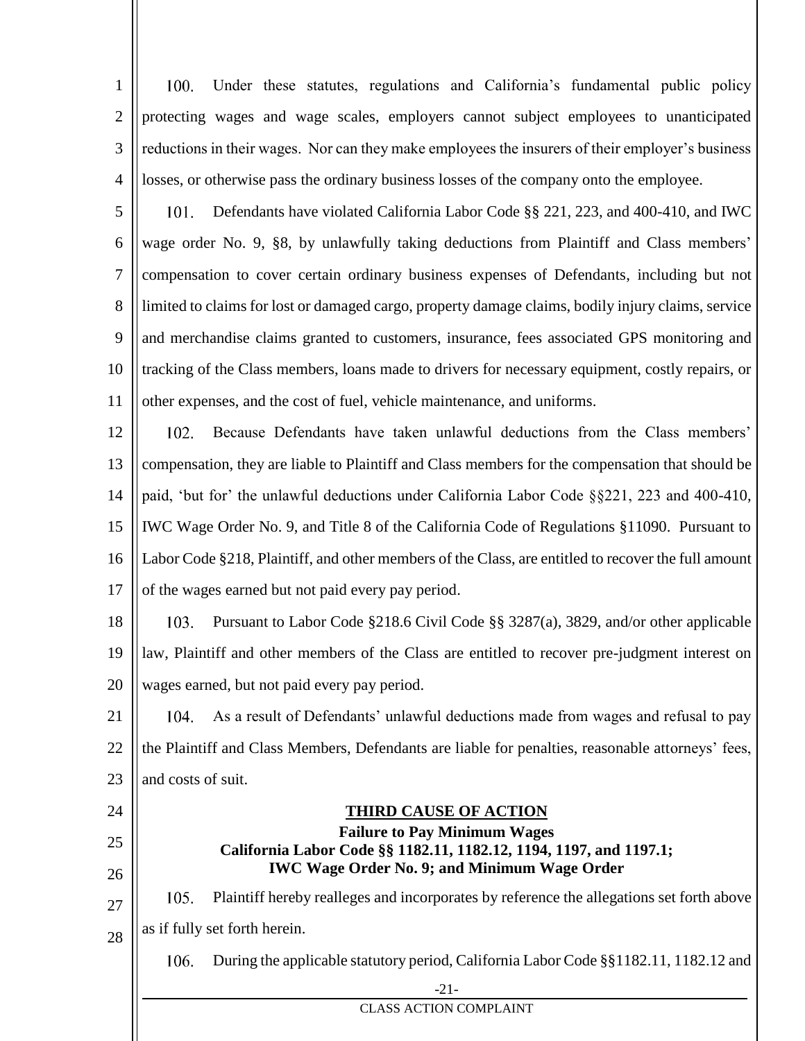100. Under these statutes, regulations and California's fundamental public policy protecting wages and wage scales, employers cannot subject employees to unanticipated reductions in their wages. Nor can they make employees the insurers of their employer's business losses, or otherwise pass the ordinary business losses of the company onto the employee.

101. Defendants have violated California Labor Code §§ 221, 223, and 400-410, and IWC wage order No. 9, §8, by unlawfully taking deductions from Plaintiff and Class members' compensation to cover certain ordinary business expenses of Defendants, including but not limited to claims for lost or damaged cargo, property damage claims, bodily injury claims, service and merchandise claims granted to customers, insurance, fees associated GPS monitoring and tracking of the Class members, loans made to drivers for necessary equipment, costly repairs, or other expenses, and the cost of fuel, vehicle maintenance, and uniforms.

102. Because Defendants have taken unlawful deductions from the Class members' compensation, they are liable to Plaintiff and Class members for the compensation that should be paid, 'but for' the unlawful deductions under California Labor Code §§221, 223 and 400-410, IWC Wage Order No. 9, and Title 8 of the California Code of Regulations §11090. Pursuant to Labor Code §218, Plaintiff, and other members of the Class, are entitled to recover the full amount of the wages earned but not paid every pay period.

103. Pursuant to Labor Code §218.6 Civil Code §§ 3287(a), 3829, and/or other applicable law, Plaintiff and other members of the Class are entitled to recover pre-judgment interest on wages earned, but not paid every pay period.

104. As a result of Defendants' unlawful deductions made from wages and refusal to pay the Plaintiff and Class Members, Defendants are liable for penalties, reasonable attorneys' fees, and costs of suit.

## THIRD CAUSE OF ACTION

**Failure to Pay Minimum Wages**
**California Labor Code §§ 1182.11, 1182.12, 1194, 1197, and 1197.1;**
**IWC Wage Order No. 9; and Minimum Wage Order**

105. Plaintiff hereby realleges and incorporates by reference the allegations set forth above as if fully set forth herein.

106. During the applicable statutory period, California Labor Code §§1182.11, 1182.12 and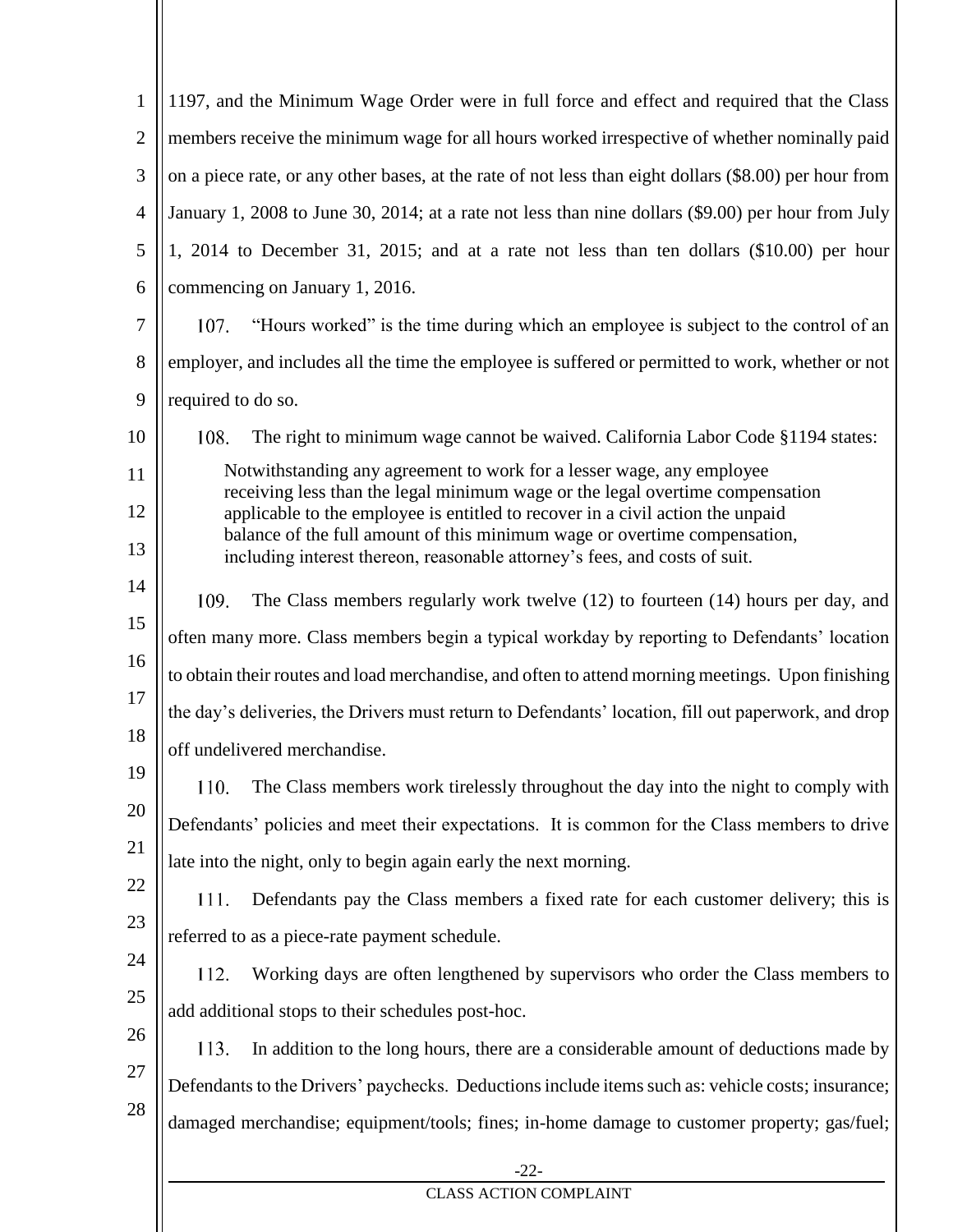1197, and the Minimum Wage Order were in full force and effect and required that the Class members receive the minimum wage for all hours worked irrespective of whether nominally paid on a piece rate, or any other bases, at the rate of not less than eight dollars ($8.00) per hour from January 1, 2008 to June 30, 2014; at a rate not less than nine dollars ($9.00) per hour from July 1, 2014 to December 31, 2015; and at a rate not less than ten dollars ($10.00) per hour commencing on January 1, 2016.

107. "Hours worked" is the time during which an employee is subject to the control of an employer, and includes all the time the employee is suffered or permitted to work, whether or not required to do so.

108. The right to minimum wage cannot be waived. California Labor Code §1194 states:

> Notwithstanding any agreement to work for a lesser wage, any employee receiving less than the legal minimum wage or the legal overtime compensation applicable to the employee is entitled to recover in a civil action the unpaid balance of the full amount of this minimum wage or overtime compensation, including interest thereon, reasonable attorney's fees, and costs of suit.

109. The Class members regularly work twelve (12) to fourteen (14) hours per day, and often many more. Class members begin a typical workday by reporting to Defendants' location to obtain their routes and load merchandise, and often to attend morning meetings. Upon finishing the day's deliveries, the Drivers must return to Defendants' location, fill out paperwork, and drop off undelivered merchandise.

110. The Class members work tirelessly throughout the day into the night to comply with Defendants' policies and meet their expectations. It is common for the Class members to drive late into the night, only to begin again early the next morning.

111. Defendants pay the Class members a fixed rate for each customer delivery; this is referred to as a piece-rate payment schedule.

112. Working days are often lengthened by supervisors who order the Class members to add additional stops to their schedules post-hoc.

113. In addition to the long hours, there are a considerable amount of deductions made by Defendants to the Drivers' paychecks. Deductions include items such as: vehicle costs; insurance; damaged merchandise; equipment/tools; fines; in-home damage to customer property; gas/fuel;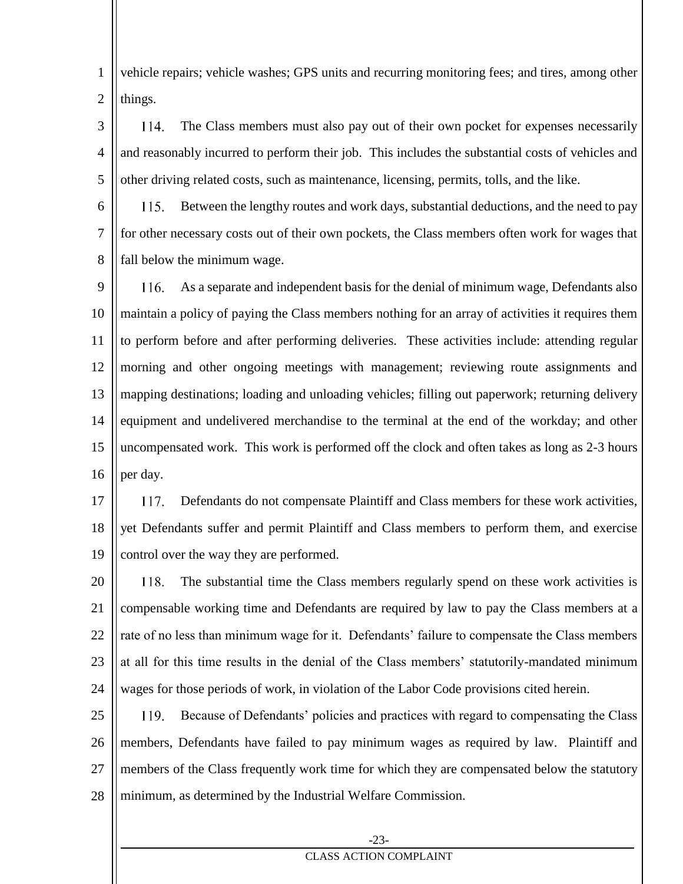vehicle repairs; vehicle washes; GPS units and recurring monitoring fees; and tires, among other things.

114. The Class members must also pay out of their own pocket for expenses necessarily and reasonably incurred to perform their job. This includes the substantial costs of vehicles and other driving related costs, such as maintenance, licensing, permits, tolls, and the like.

115. Between the lengthy routes and work days, substantial deductions, and the need to pay for other necessary costs out of their own pockets, the Class members often work for wages that fall below the minimum wage.

116. As a separate and independent basis for the denial of minimum wage, Defendants also maintain a policy of paying the Class members nothing for an array of activities it requires them to perform before and after performing deliveries. These activities include: attending regular morning and other ongoing meetings with management; reviewing route assignments and mapping destinations; loading and unloading vehicles; filling out paperwork; returning delivery equipment and undelivered merchandise to the terminal at the end of the workday; and other uncompensated work. This work is performed off the clock and often takes as long as 2-3 hours per day.

117. Defendants do not compensate Plaintiff and Class members for these work activities, yet Defendants suffer and permit Plaintiff and Class members to perform them, and exercise control over the way they are performed.

118. The substantial time the Class members regularly spend on these work activities is compensable working time and Defendants are required by law to pay the Class members at a rate of no less than minimum wage for it. Defendants' failure to compensate the Class members at all for this time results in the denial of the Class members' statutorily-mandated minimum wages for those periods of work, in violation of the Labor Code provisions cited herein.

119. Because of Defendants' policies and practices with regard to compensating the Class members, Defendants have failed to pay minimum wages as required by law. Plaintiff and members of the Class frequently work time for which they are compensated below the statutory minimum, as determined by the Industrial Welfare Commission.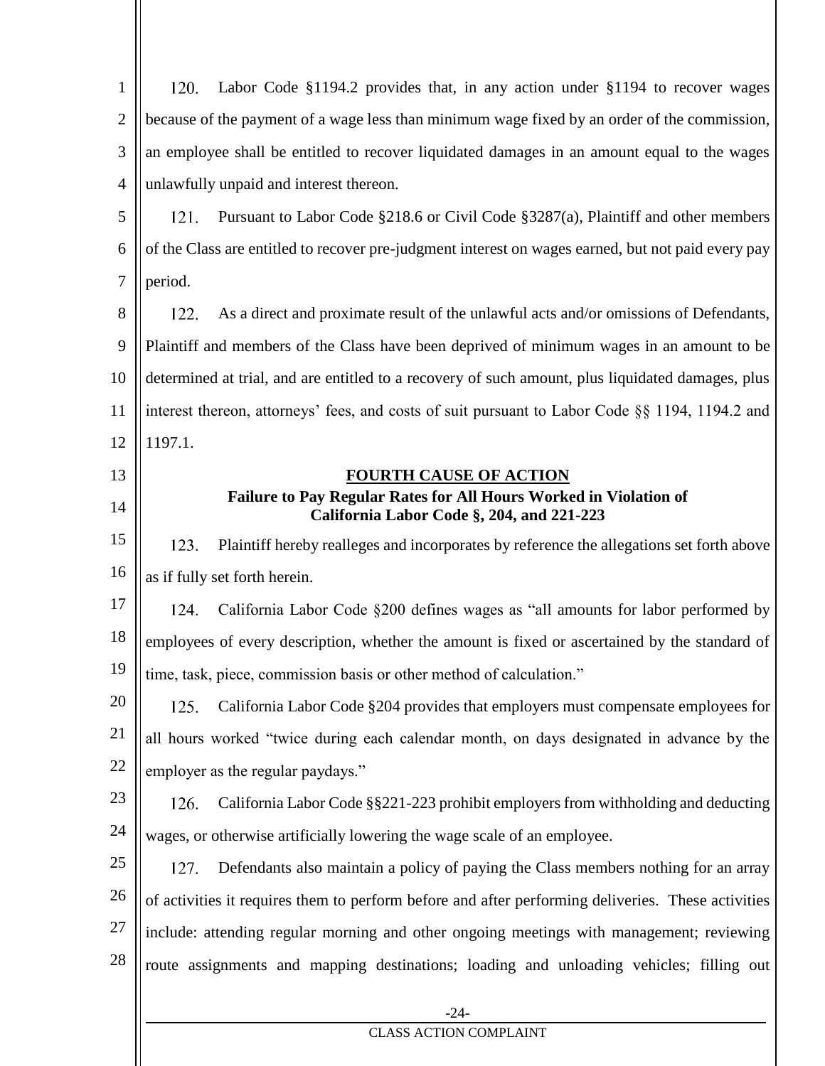120. Labor Code §1194.2 provides that, in any action under §1194 to recover wages because of the payment of a wage less than minimum wage fixed by an order of the commission, an employee shall be entitled to recover liquidated damages in an amount equal to the wages unlawfully unpaid and interest thereon.

121. Pursuant to Labor Code §218.6 or Civil Code §3287(a), Plaintiff and other members of the Class are entitled to recover pre-judgment interest on wages earned, but not paid every pay period.

122. As a direct and proximate result of the unlawful acts and/or omissions of Defendants, Plaintiff and members of the Class have been deprived of minimum wages in an amount to be determined at trial, and are entitled to a recovery of such amount, plus liquidated damages, plus interest thereon, attorneys' fees, and costs of suit pursuant to Labor Code §§ 1194, 1194.2 and 1197.1.

**FOURTH CAUSE OF ACTION**

**Failure to Pay Regular Rates for All Hours Worked in Violation of California Labor Code §, 204, and 221-223**

123. Plaintiff hereby realleges and incorporates by reference the allegations set forth above as if fully set forth herein.

124. California Labor Code §200 defines wages as "all amounts for labor performed by employees of every description, whether the amount is fixed or ascertained by the standard of time, task, piece, commission basis or other method of calculation."

125. California Labor Code §204 provides that employers must compensate employees for all hours worked "twice during each calendar month, on days designated in advance by the employer as the regular paydays."

126. California Labor Code §§221-223 prohibit employers from withholding and deducting wages, or otherwise artificially lowering the wage scale of an employee.

127. Defendants also maintain a policy of paying the Class members nothing for an array of activities it requires them to perform before and after performing deliveries. These activities include: attending regular morning and other ongoing meetings with management; reviewing route assignments and mapping destinations; loading and unloading vehicles; filling out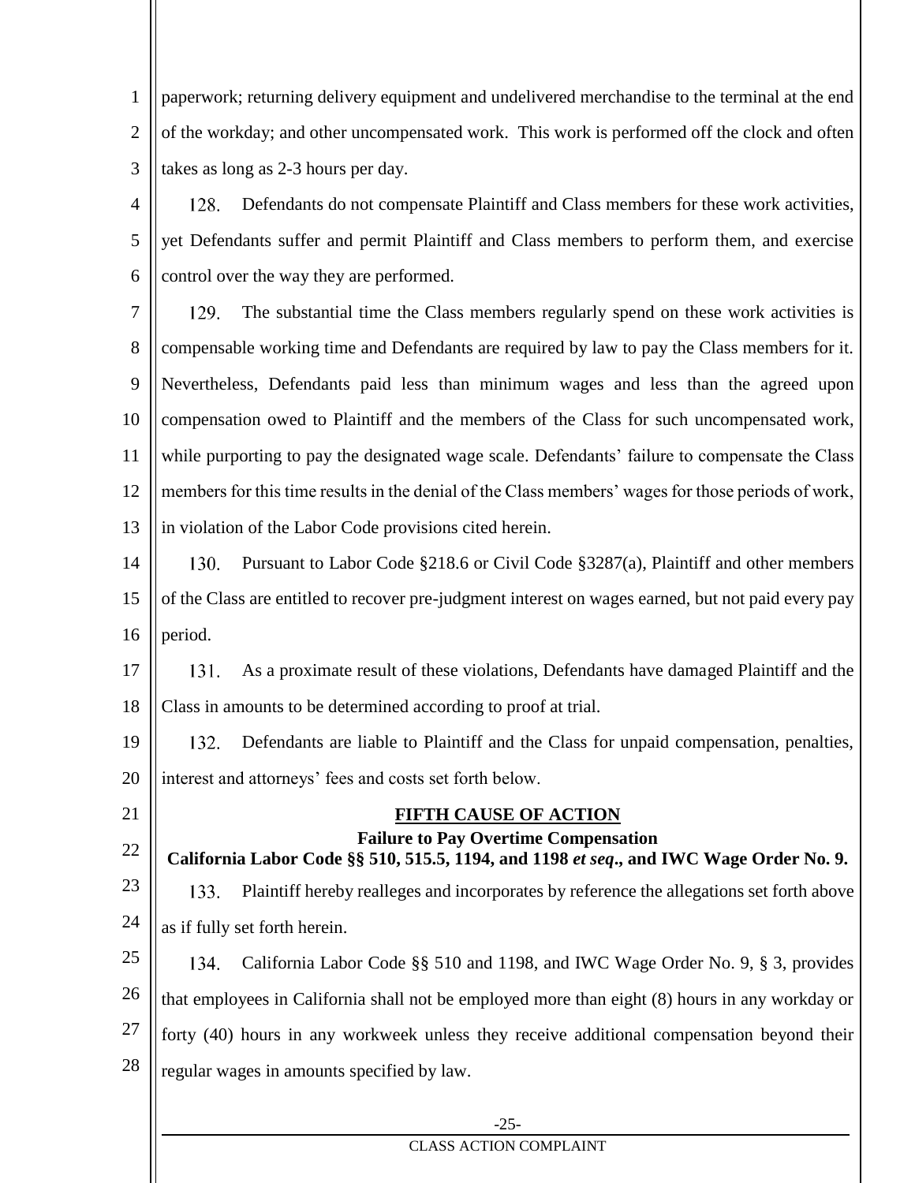paperwork; returning delivery equipment and undelivered merchandise to the terminal at the end of the workday; and other uncompensated work. This work is performed off the clock and often takes as long as 2-3 hours per day.

128. Defendants do not compensate Plaintiff and Class members for these work activities, yet Defendants suffer and permit Plaintiff and Class members to perform them, and exercise control over the way they are performed.

129. The substantial time the Class members regularly spend on these work activities is compensable working time and Defendants are required by law to pay the Class members for it. Nevertheless, Defendants paid less than minimum wages and less than the agreed upon compensation owed to Plaintiff and the members of the Class for such uncompensated work, while purporting to pay the designated wage scale. Defendants' failure to compensate the Class members for this time results in the denial of the Class members' wages for those periods of work, in violation of the Labor Code provisions cited herein.

130. Pursuant to Labor Code §218.6 or Civil Code §3287(a), Plaintiff and other members of the Class are entitled to recover pre-judgment interest on wages earned, but not paid every pay period.

131. As a proximate result of these violations, Defendants have damaged Plaintiff and the Class in amounts to be determined according to proof at trial.

132. Defendants are liable to Plaintiff and the Class for unpaid compensation, penalties, interest and attorneys' fees and costs set forth below.

**FIFTH CAUSE OF ACTION**

**Failure to Pay Overtime Compensation**

**California Labor Code §§ 510, 515.5, 1194, and 1198 *et seq*., and IWC Wage Order No. 9.**

133. Plaintiff hereby realleges and incorporates by reference the allegations set forth above as if fully set forth herein.

134. California Labor Code §§ 510 and 1198, and IWC Wage Order No. 9, § 3, provides that employees in California shall not be employed more than eight (8) hours in any workday or forty (40) hours in any workweek unless they receive additional compensation beyond their regular wages in amounts specified by law.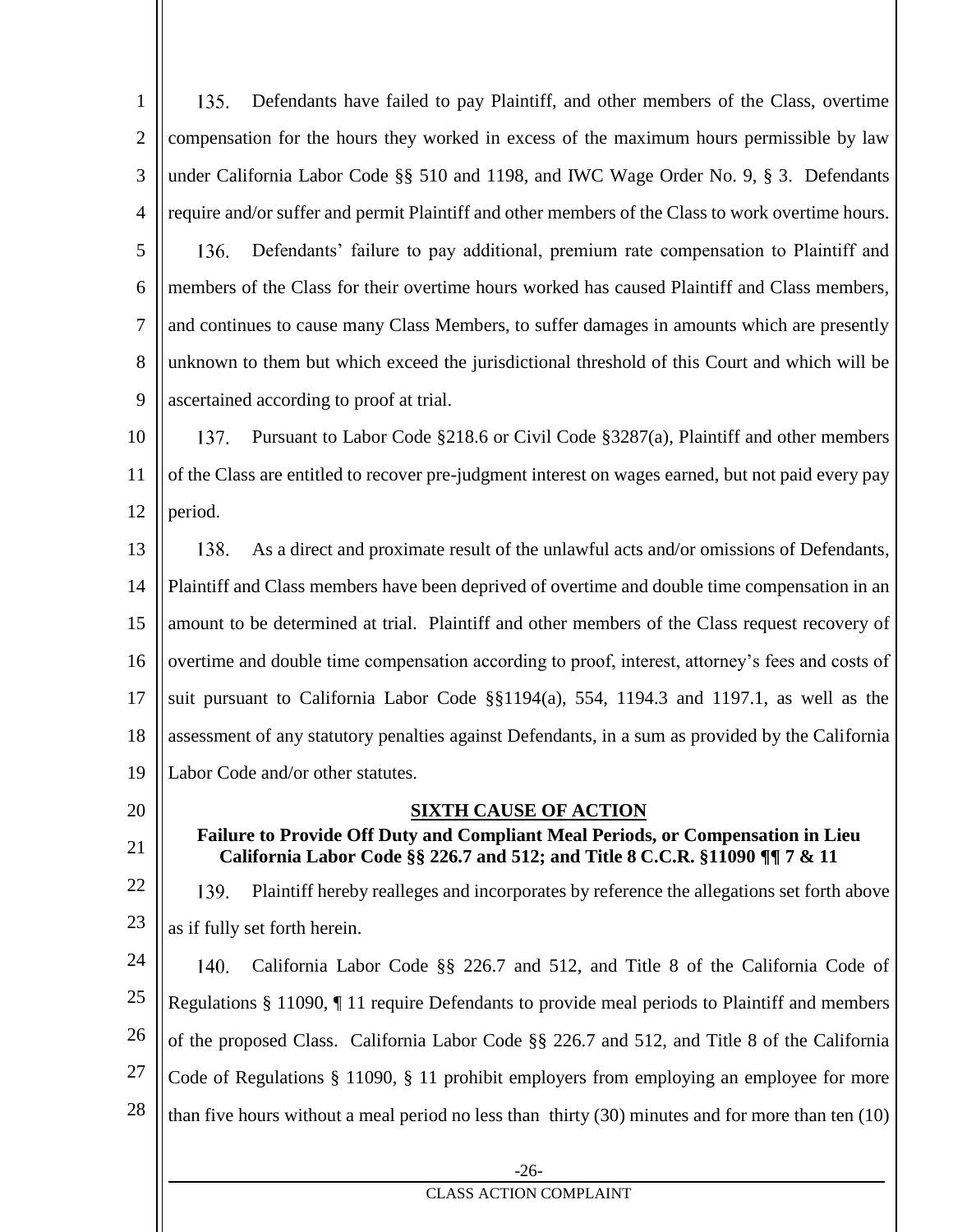135. Defendants have failed to pay Plaintiff, and other members of the Class, overtime compensation for the hours they worked in excess of the maximum hours permissible by law under California Labor Code §§ 510 and 1198, and IWC Wage Order No. 9, § 3. Defendants require and/or suffer and permit Plaintiff and other members of the Class to work overtime hours.

136. Defendants' failure to pay additional, premium rate compensation to Plaintiff and members of the Class for their overtime hours worked has caused Plaintiff and Class members, and continues to cause many Class Members, to suffer damages in amounts which are presently unknown to them but which exceed the jurisdictional threshold of this Court and which will be ascertained according to proof at trial.

137. Pursuant to Labor Code §218.6 or Civil Code §3287(a), Plaintiff and other members of the Class are entitled to recover pre-judgment interest on wages earned, but not paid every pay period.

138. As a direct and proximate result of the unlawful acts and/or omissions of Defendants, Plaintiff and Class members have been deprived of overtime and double time compensation in an amount to be determined at trial. Plaintiff and other members of the Class request recovery of overtime and double time compensation according to proof, interest, attorney's fees and costs of suit pursuant to California Labor Code §§1194(a), 554, 1194.3 and 1197.1, as well as the assessment of any statutory penalties against Defendants, in a sum as provided by the California Labor Code and/or other statutes.

## SIXTH CAUSE OF ACTION

**Failure to Provide Off Duty and Compliant Meal Periods, or Compensation in Lieu California Labor Code §§ 226.7 and 512; and Title 8 C.C.R. §11090 ¶¶ 7 & 11**

139. Plaintiff hereby realleges and incorporates by reference the allegations set forth above as if fully set forth herein.

140. California Labor Code §§ 226.7 and 512, and Title 8 of the California Code of Regulations § 11090, ¶ 11 require Defendants to provide meal periods to Plaintiff and members of the proposed Class. California Labor Code §§ 226.7 and 512, and Title 8 of the California Code of Regulations § 11090, § 11 prohibit employers from employing an employee for more than five hours without a meal period no less than thirty (30) minutes and for more than ten (10)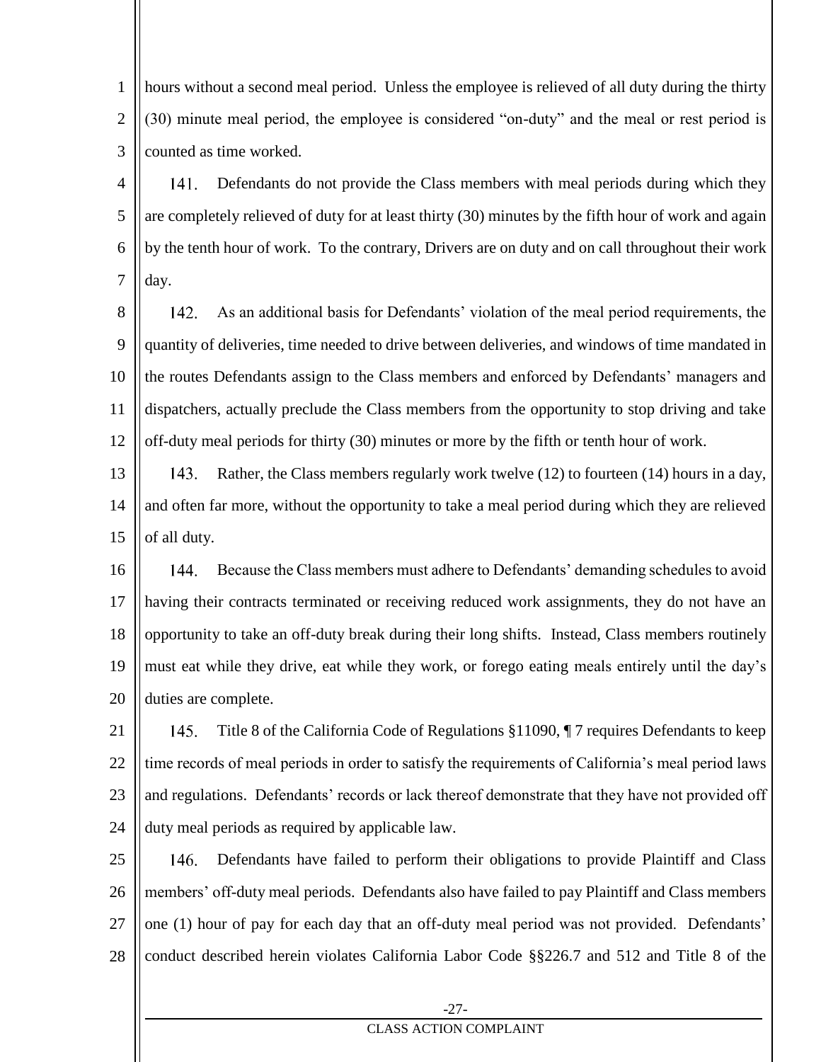hours without a second meal period. Unless the employee is relieved of all duty during the thirty (30) minute meal period, the employee is considered "on-duty" and the meal or rest period is counted as time worked.

141. Defendants do not provide the Class members with meal periods during which they are completely relieved of duty for at least thirty (30) minutes by the fifth hour of work and again by the tenth hour of work. To the contrary, Drivers are on duty and on call throughout their work day.

142. As an additional basis for Defendants' violation of the meal period requirements, the quantity of deliveries, time needed to drive between deliveries, and windows of time mandated in the routes Defendants assign to the Class members and enforced by Defendants' managers and dispatchers, actually preclude the Class members from the opportunity to stop driving and take off-duty meal periods for thirty (30) minutes or more by the fifth or tenth hour of work.

143. Rather, the Class members regularly work twelve (12) to fourteen (14) hours in a day, and often far more, without the opportunity to take a meal period during which they are relieved of all duty.

144. Because the Class members must adhere to Defendants' demanding schedules to avoid having their contracts terminated or receiving reduced work assignments, they do not have an opportunity to take an off-duty break during their long shifts. Instead, Class members routinely must eat while they drive, eat while they work, or forego eating meals entirely until the day's duties are complete.

145. Title 8 of the California Code of Regulations §11090, ¶ 7 requires Defendants to keep time records of meal periods in order to satisfy the requirements of California's meal period laws and regulations. Defendants' records or lack thereof demonstrate that they have not provided off duty meal periods as required by applicable law.

146. Defendants have failed to perform their obligations to provide Plaintiff and Class members' off-duty meal periods. Defendants also have failed to pay Plaintiff and Class members one (1) hour of pay for each day that an off-duty meal period was not provided. Defendants' conduct described herein violates California Labor Code §§226.7 and 512 and Title 8 of the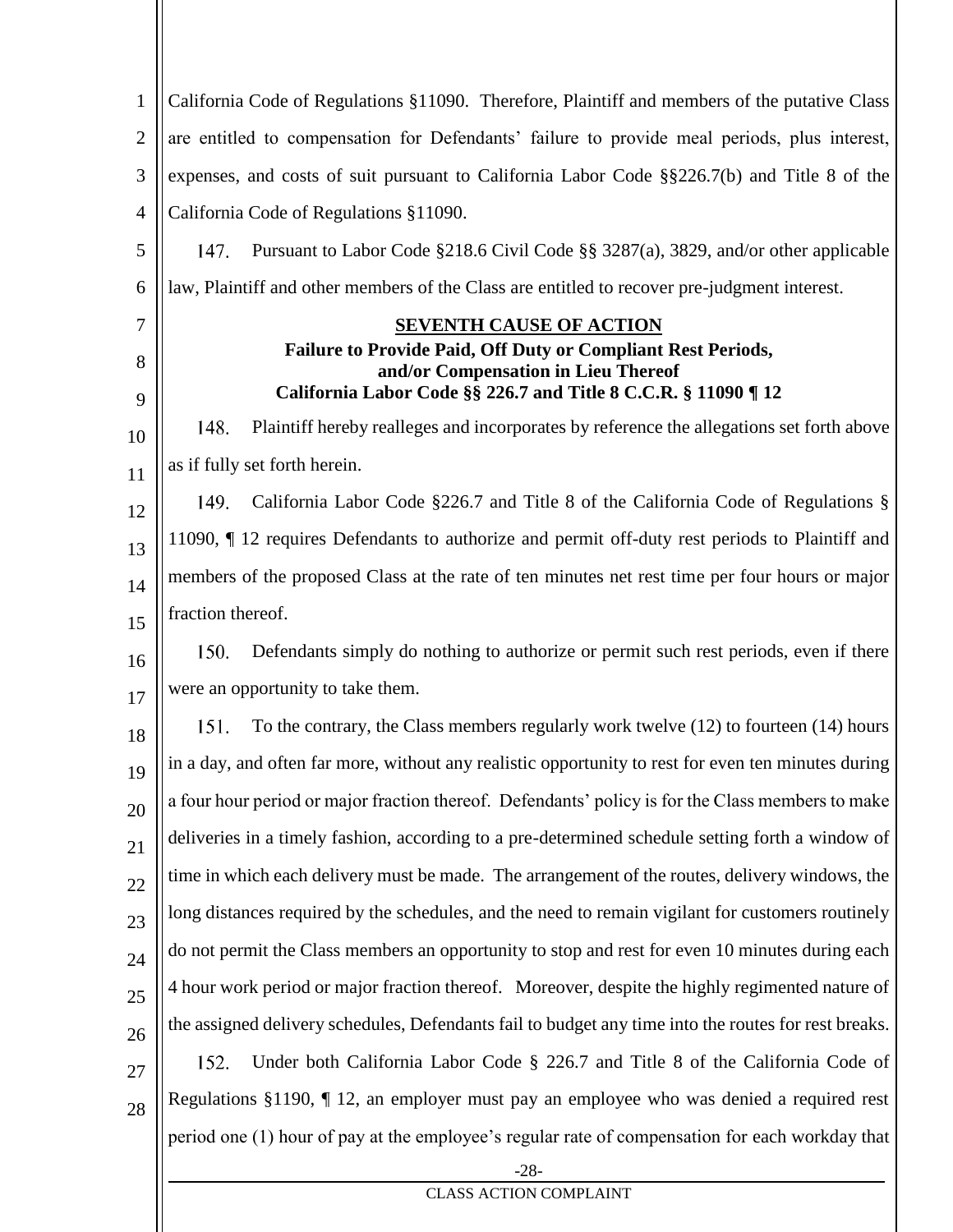California Code of Regulations §11090. Therefore, Plaintiff and members of the putative Class are entitled to compensation for Defendants' failure to provide meal periods, plus interest, expenses, and costs of suit pursuant to California Labor Code §§226.7(b) and Title 8 of the California Code of Regulations §11090.

147. Pursuant to Labor Code §218.6 Civil Code §§ 3287(a), 3829, and/or other applicable law, Plaintiff and other members of the Class are entitled to recover pre-judgment interest.

**SEVENTH CAUSE OF ACTION**

**Failure to Provide Paid, Off Duty or Compliant Rest Periods, and/or Compensation in Lieu Thereof**

**California Labor Code §§ 226.7 and Title 8 C.C.R. § 11090 ¶ 12**

148. Plaintiff hereby realleges and incorporates by reference the allegations set forth above as if fully set forth herein.

149. California Labor Code §226.7 and Title 8 of the California Code of Regulations § 11090, ¶ 12 requires Defendants to authorize and permit off-duty rest periods to Plaintiff and members of the proposed Class at the rate of ten minutes net rest time per four hours or major fraction thereof.

150. Defendants simply do nothing to authorize or permit such rest periods, even if there were an opportunity to take them.

151. To the contrary, the Class members regularly work twelve (12) to fourteen (14) hours in a day, and often far more, without any realistic opportunity to rest for even ten minutes during a four hour period or major fraction thereof. Defendants' policy is for the Class members to make deliveries in a timely fashion, according to a pre-determined schedule setting forth a window of time in which each delivery must be made. The arrangement of the routes, delivery windows, the long distances required by the schedules, and the need to remain vigilant for customers routinely do not permit the Class members an opportunity to stop and rest for even 10 minutes during each 4 hour work period or major fraction thereof. Moreover, despite the highly regimented nature of the assigned delivery schedules, Defendants fail to budget any time into the routes for rest breaks.

152. Under both California Labor Code § 226.7 and Title 8 of the California Code of Regulations §1190, ¶ 12, an employer must pay an employee who was denied a required rest period one (1) hour of pay at the employee's regular rate of compensation for each workday that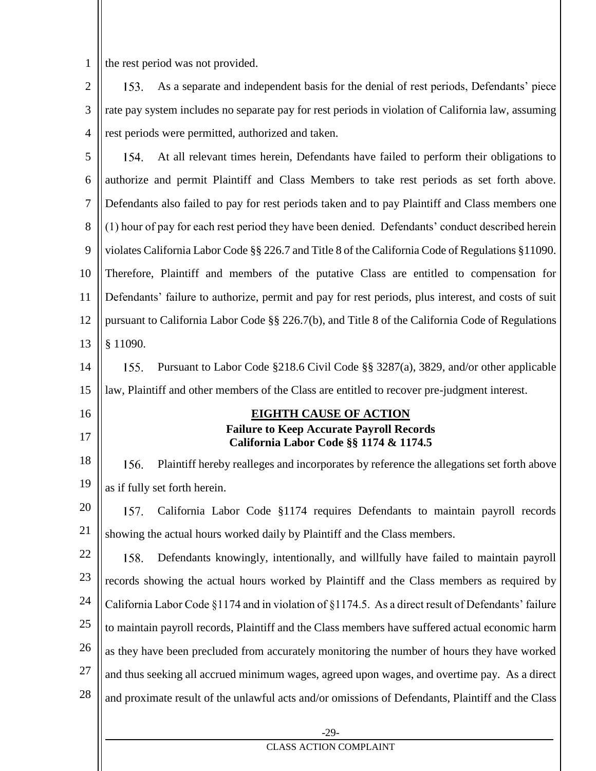the rest period was not provided.

153. As a separate and independent basis for the denial of rest periods, Defendants' piece rate pay system includes no separate pay for rest periods in violation of California law, assuming rest periods were permitted, authorized and taken.

154. At all relevant times herein, Defendants have failed to perform their obligations to authorize and permit Plaintiff and Class Members to take rest periods as set forth above. Defendants also failed to pay for rest periods taken and to pay Plaintiff and Class members one (1) hour of pay for each rest period they have been denied. Defendants' conduct described herein violates California Labor Code §§ 226.7 and Title 8 of the California Code of Regulations §11090. Therefore, Plaintiff and members of the putative Class are entitled to compensation for Defendants' failure to authorize, permit and pay for rest periods, plus interest, and costs of suit pursuant to California Labor Code §§ 226.7(b), and Title 8 of the California Code of Regulations § 11090.

155. Pursuant to Labor Code §218.6 Civil Code §§ 3287(a), 3829, and/or other applicable law, Plaintiff and other members of the Class are entitled to recover pre-judgment interest.

## EIGHTH CAUSE OF ACTION

**Failure to Keep Accurate Payroll Records**
**California Labor Code §§ 1174 & 1174.5**

156. Plaintiff hereby realleges and incorporates by reference the allegations set forth above as if fully set forth herein.

157. California Labor Code §1174 requires Defendants to maintain payroll records showing the actual hours worked daily by Plaintiff and the Class members.

158. Defendants knowingly, intentionally, and willfully have failed to maintain payroll records showing the actual hours worked by Plaintiff and the Class members as required by California Labor Code §1174 and in violation of §1174.5. As a direct result of Defendants' failure to maintain payroll records, Plaintiff and the Class members have suffered actual economic harm as they have been precluded from accurately monitoring the number of hours they have worked and thus seeking all accrued minimum wages, agreed upon wages, and overtime pay. As a direct and proximate result of the unlawful acts and/or omissions of Defendants, Plaintiff and the Class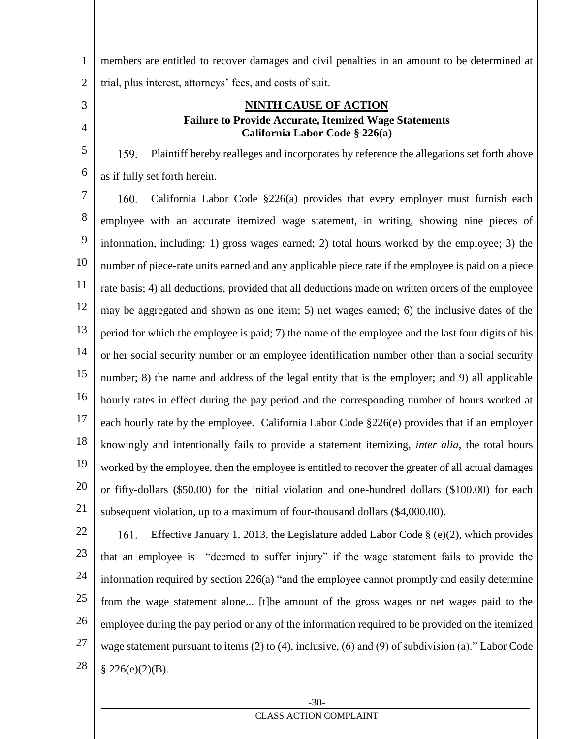members are entitled to recover damages and civil penalties in an amount to be determined at trial, plus interest, attorneys' fees, and costs of suit.

## NINTH CAUSE OF ACTION

**Failure to Provide Accurate, Itemized Wage Statements**
**California Labor Code § 226(a)**

159. Plaintiff hereby realleges and incorporates by reference the allegations set forth above as if fully set forth herein.

160. California Labor Code §226(a) provides that every employer must furnish each employee with an accurate itemized wage statement, in writing, showing nine pieces of information, including: 1) gross wages earned; 2) total hours worked by the employee; 3) the number of piece-rate units earned and any applicable piece rate if the employee is paid on a piece rate basis; 4) all deductions, provided that all deductions made on written orders of the employee may be aggregated and shown as one item; 5) net wages earned; 6) the inclusive dates of the period for which the employee is paid; 7) the name of the employee and the last four digits of his or her social security number or an employee identification number other than a social security number; 8) the name and address of the legal entity that is the employer; and 9) all applicable hourly rates in effect during the pay period and the corresponding number of hours worked at each hourly rate by the employee. California Labor Code §226(e) provides that if an employer knowingly and intentionally fails to provide a statement itemizing, *inter alia*, the total hours worked by the employee, then the employee is entitled to recover the greater of all actual damages or fifty-dollars ($50.00) for the initial violation and one-hundred dollars ($100.00) for each subsequent violation, up to a maximum of four-thousand dollars ($4,000.00).

161. Effective January 1, 2013, the Legislature added Labor Code § (e)(2), which provides that an employee is "deemed to suffer injury" if the wage statement fails to provide the information required by section 226(a) "and the employee cannot promptly and easily determine from the wage statement alone... [t]he amount of the gross wages or net wages paid to the employee during the pay period or any of the information required to be provided on the itemized wage statement pursuant to items (2) to (4), inclusive, (6) and (9) of subdivision (a)." Labor Code § 226(e)(2)(B).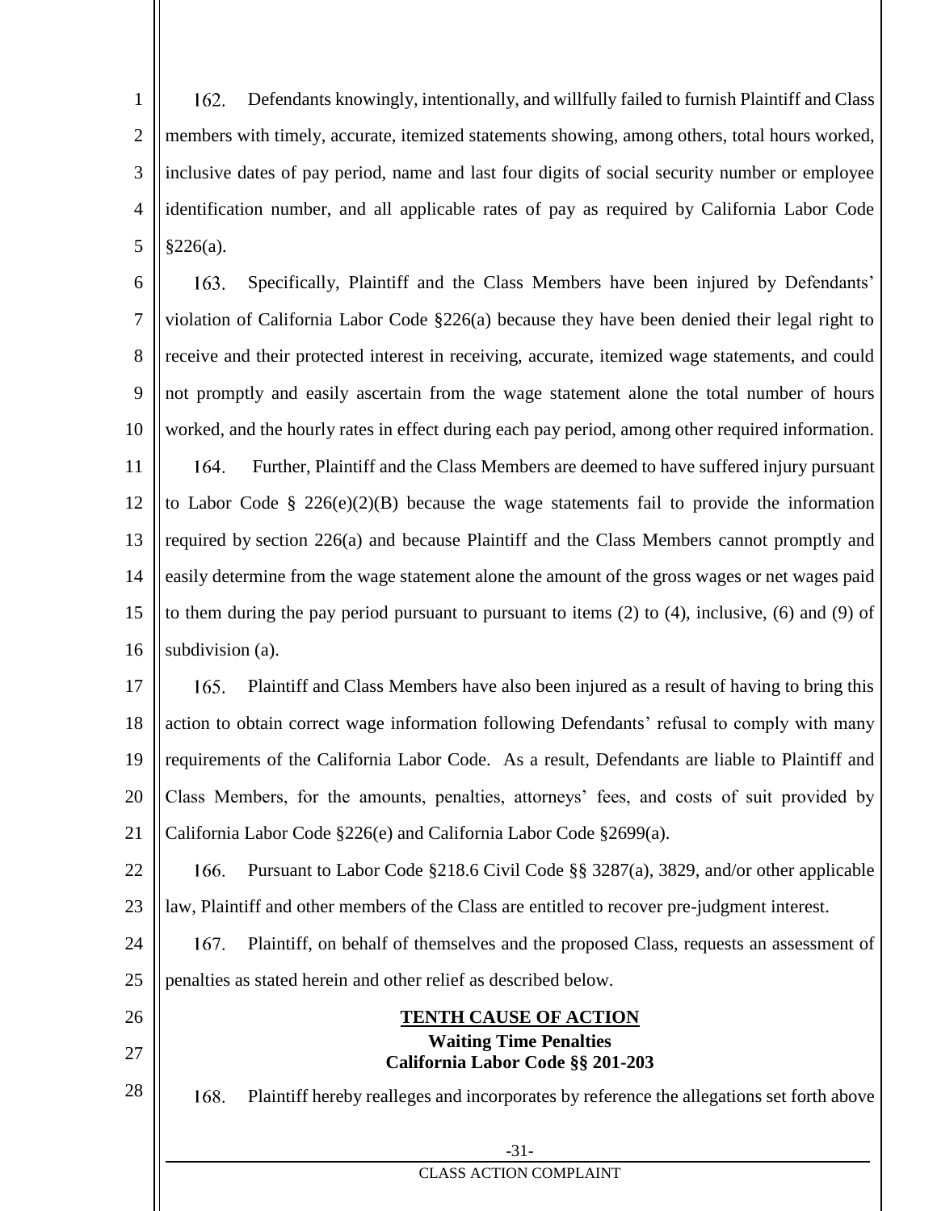162. Defendants knowingly, intentionally, and willfully failed to furnish Plaintiff and Class members with timely, accurate, itemized statements showing, among others, total hours worked, inclusive dates of pay period, name and last four digits of social security number or employee identification number, and all applicable rates of pay as required by California Labor Code §226(a).

163. Specifically, Plaintiff and the Class Members have been injured by Defendants' violation of California Labor Code §226(a) because they have been denied their legal right to receive and their protected interest in receiving, accurate, itemized wage statements, and could not promptly and easily ascertain from the wage statement alone the total number of hours worked, and the hourly rates in effect during each pay period, among other required information.

164. Further, Plaintiff and the Class Members are deemed to have suffered injury pursuant to Labor Code § 226(e)(2)(B) because the wage statements fail to provide the information required by section 226(a) and because Plaintiff and the Class Members cannot promptly and easily determine from the wage statement alone the amount of the gross wages or net wages paid to them during the pay period pursuant to pursuant to items (2) to (4), inclusive, (6) and (9) of subdivision (a).

165. Plaintiff and Class Members have also been injured as a result of having to bring this action to obtain correct wage information following Defendants' refusal to comply with many requirements of the California Labor Code. As a result, Defendants are liable to Plaintiff and Class Members, for the amounts, penalties, attorneys' fees, and costs of suit provided by California Labor Code §226(e) and California Labor Code §2699(a).

166. Pursuant to Labor Code §218.6 Civil Code §§ 3287(a), 3829, and/or other applicable law, Plaintiff and other members of the Class are entitled to recover pre-judgment interest.

167. Plaintiff, on behalf of themselves and the proposed Class, requests an assessment of penalties as stated herein and other relief as described below.

**TENTH CAUSE OF ACTION**

**Waiting Time Penalties**

**California Labor Code §§ 201-203**

168. Plaintiff hereby realleges and incorporates by reference the allegations set forth above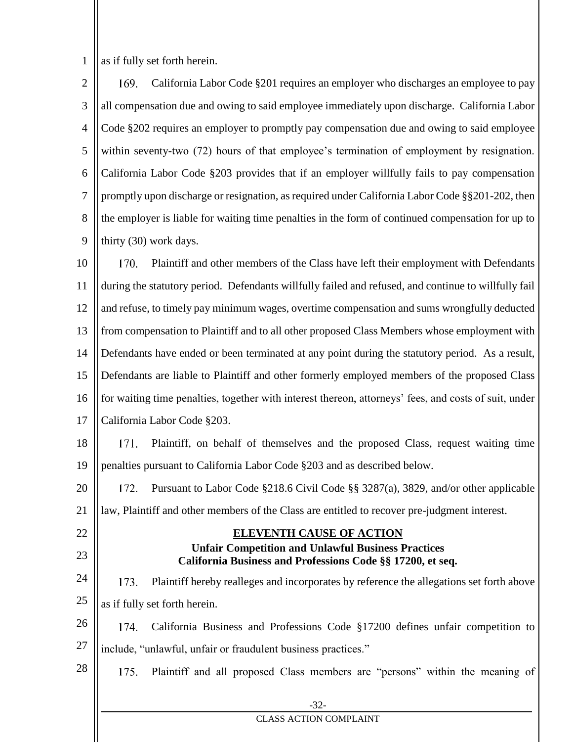as if fully set forth herein.

169. California Labor Code §201 requires an employer who discharges an employee to pay all compensation due and owing to said employee immediately upon discharge. California Labor Code §202 requires an employer to promptly pay compensation due and owing to said employee within seventy-two (72) hours of that employee's termination of employment by resignation. California Labor Code §203 provides that if an employer willfully fails to pay compensation promptly upon discharge or resignation, as required under California Labor Code §§201-202, then the employer is liable for waiting time penalties in the form of continued compensation for up to thirty (30) work days.

170. Plaintiff and other members of the Class have left their employment with Defendants during the statutory period. Defendants willfully failed and refused, and continue to willfully fail and refuse, to timely pay minimum wages, overtime compensation and sums wrongfully deducted from compensation to Plaintiff and to all other proposed Class Members whose employment with Defendants have ended or been terminated at any point during the statutory period. As a result, Defendants are liable to Plaintiff and other formerly employed members of the proposed Class for waiting time penalties, together with interest thereon, attorneys' fees, and costs of suit, under California Labor Code §203.

171. Plaintiff, on behalf of themselves and the proposed Class, request waiting time penalties pursuant to California Labor Code §203 and as described below.

172. Pursuant to Labor Code §218.6 Civil Code §§ 3287(a), 3829, and/or other applicable law, Plaintiff and other members of the Class are entitled to recover pre-judgment interest.

## ELEVENTH CAUSE OF ACTION

**Unfair Competition and Unlawful Business Practices**
**California Business and Professions Code §§ 17200, et seq.**

173. Plaintiff hereby realleges and incorporates by reference the allegations set forth above as if fully set forth herein.

174. California Business and Professions Code §17200 defines unfair competition to include, "unlawful, unfair or fraudulent business practices."

175. Plaintiff and all proposed Class members are "persons" within the meaning of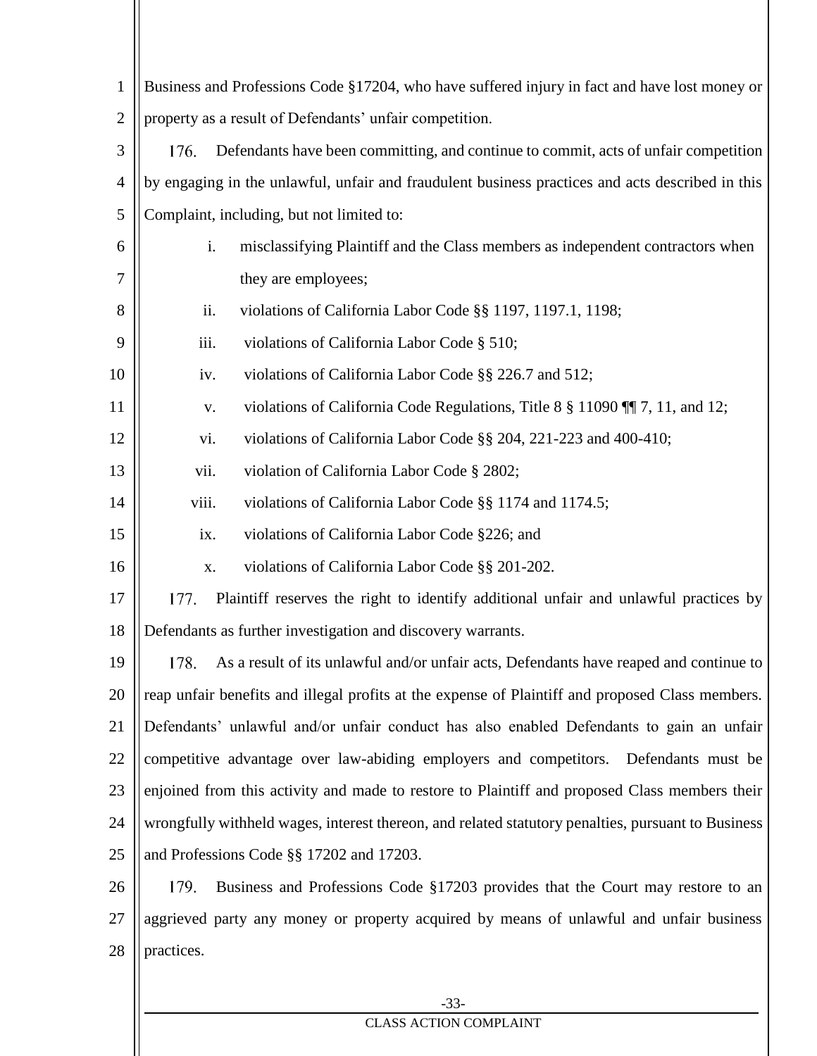Business and Professions Code §17204, who have suffered injury in fact and have lost money or property as a result of Defendants' unfair competition.

176. Defendants have been committing, and continue to commit, acts of unfair competition by engaging in the unlawful, unfair and fraudulent business practices and acts described in this Complaint, including, but not limited to:

i. misclassifying Plaintiff and the Class members as independent contractors when they are employees;

ii. violations of California Labor Code §§ 1197, 1197.1, 1198;

iii. violations of California Labor Code § 510;

iv. violations of California Labor Code §§ 226.7 and 512;

v. violations of California Code Regulations, Title 8 § 11090 ¶¶ 7, 11, and 12;

vi. violations of California Labor Code §§ 204, 221-223 and 400-410;

vii. violation of California Labor Code § 2802;

viii. violations of California Labor Code §§ 1174 and 1174.5;

ix. violations of California Labor Code §226; and

x. violations of California Labor Code §§ 201-202.

177. Plaintiff reserves the right to identify additional unfair and unlawful practices by Defendants as further investigation and discovery warrants.

178. As a result of its unlawful and/or unfair acts, Defendants have reaped and continue to reap unfair benefits and illegal profits at the expense of Plaintiff and proposed Class members. Defendants' unlawful and/or unfair conduct has also enabled Defendants to gain an unfair competitive advantage over law-abiding employers and competitors. Defendants must be enjoined from this activity and made to restore to Plaintiff and proposed Class members their wrongfully withheld wages, interest thereon, and related statutory penalties, pursuant to Business and Professions Code §§ 17202 and 17203.

179. Business and Professions Code §17203 provides that the Court may restore to an aggrieved party any money or property acquired by means of unlawful and unfair business practices.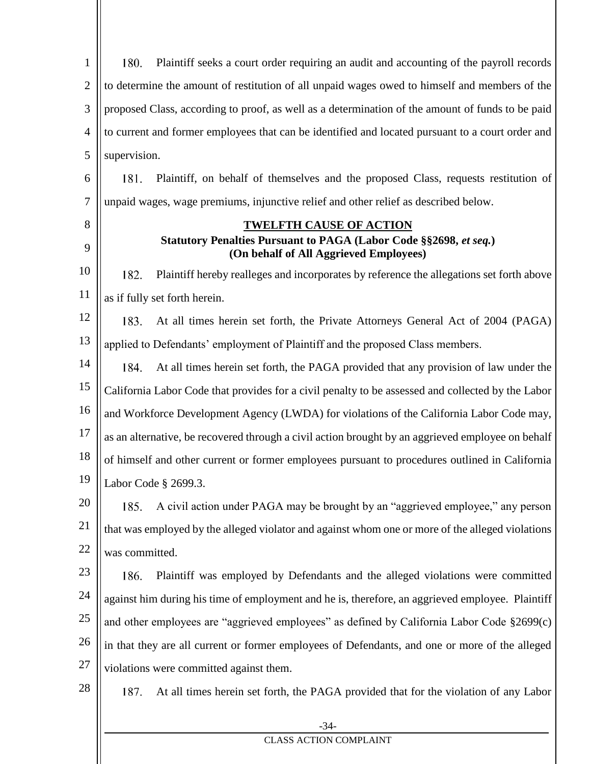180. Plaintiff seeks a court order requiring an audit and accounting of the payroll records to determine the amount of restitution of all unpaid wages owed to himself and members of the proposed Class, according to proof, as well as a determination of the amount of funds to be paid to current and former employees that can be identified and located pursuant to a court order and supervision.

181. Plaintiff, on behalf of themselves and the proposed Class, requests restitution of unpaid wages, wage premiums, injunctive relief and other relief as described below.

**TWELFTH CAUSE OF ACTION**
**Statutory Penalties Pursuant to PAGA (Labor Code §§2698, *et seq.*)**
**(On behalf of All Aggrieved Employees)**

182. Plaintiff hereby realleges and incorporates by reference the allegations set forth above as if fully set forth herein.

183. At all times herein set forth, the Private Attorneys General Act of 2004 (PAGA) applied to Defendants' employment of Plaintiff and the proposed Class members.

184. At all times herein set forth, the PAGA provided that any provision of law under the California Labor Code that provides for a civil penalty to be assessed and collected by the Labor and Workforce Development Agency (LWDA) for violations of the California Labor Code may, as an alternative, be recovered through a civil action brought by an aggrieved employee on behalf of himself and other current or former employees pursuant to procedures outlined in California Labor Code § 2699.3.

185. A civil action under PAGA may be brought by an "aggrieved employee," any person that was employed by the alleged violator and against whom one or more of the alleged violations was committed.

186. Plaintiff was employed by Defendants and the alleged violations were committed against him during his time of employment and he is, therefore, an aggrieved employee. Plaintiff and other employees are "aggrieved employees" as defined by California Labor Code §2699(c) in that they are all current or former employees of Defendants, and one or more of the alleged violations were committed against them.

187. At all times herein set forth, the PAGA provided that for the violation of any Labor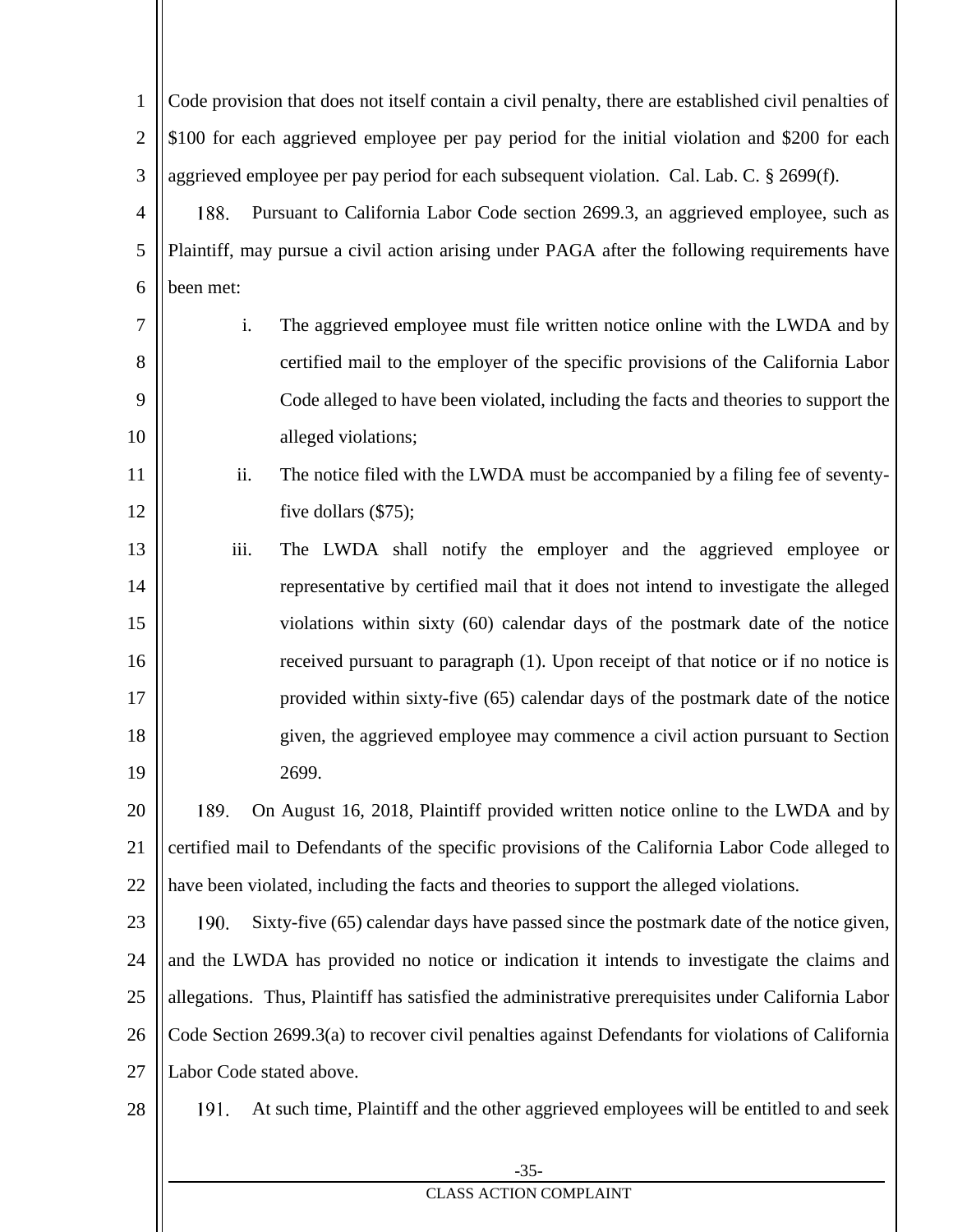Code provision that does not itself contain a civil penalty, there are established civil penalties of $100 for each aggrieved employee per pay period for the initial violation and $200 for each aggrieved employee per pay period for each subsequent violation. Cal. Lab. C. § 2699(f).

188. Pursuant to California Labor Code section 2699.3, an aggrieved employee, such as Plaintiff, may pursue a civil action arising under PAGA after the following requirements have been met:

i. The aggrieved employee must file written notice online with the LWDA and by certified mail to the employer of the specific provisions of the California Labor Code alleged to have been violated, including the facts and theories to support the alleged violations;

ii. The notice filed with the LWDA must be accompanied by a filing fee of seventy-five dollars ($75);

iii. The LWDA shall notify the employer and the aggrieved employee or representative by certified mail that it does not intend to investigate the alleged violations within sixty (60) calendar days of the postmark date of the notice received pursuant to paragraph (1). Upon receipt of that notice or if no notice is provided within sixty-five (65) calendar days of the postmark date of the notice given, the aggrieved employee may commence a civil action pursuant to Section 2699.

189. On August 16, 2018, Plaintiff provided written notice online to the LWDA and by certified mail to Defendants of the specific provisions of the California Labor Code alleged to have been violated, including the facts and theories to support the alleged violations.

190. Sixty-five (65) calendar days have passed since the postmark date of the notice given, and the LWDA has provided no notice or indication it intends to investigate the claims and allegations. Thus, Plaintiff has satisfied the administrative prerequisites under California Labor Code Section 2699.3(a) to recover civil penalties against Defendants for violations of California Labor Code stated above.

191. At such time, Plaintiff and the other aggrieved employees will be entitled to and seek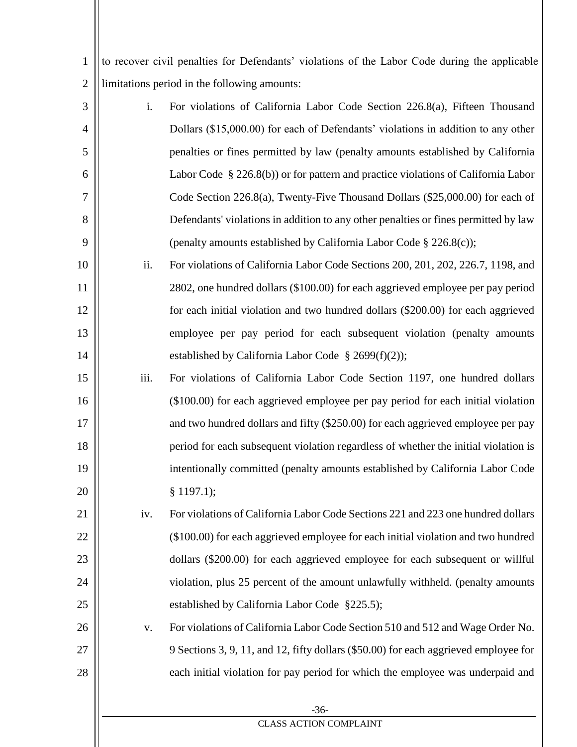to recover civil penalties for Defendants' violations of the Labor Code during the applicable limitations period in the following amounts:

i. For violations of California Labor Code Section 226.8(a), Fifteen Thousand Dollars ($15,000.00) for each of Defendants' violations in addition to any other penalties or fines permitted by law (penalty amounts established by California Labor Code § 226.8(b)) or for pattern and practice violations of California Labor Code Section 226.8(a), Twenty-Five Thousand Dollars ($25,000.00) for each of Defendants' violations in addition to any other penalties or fines permitted by law (penalty amounts established by California Labor Code § 226.8(c));

ii. For violations of California Labor Code Sections 200, 201, 202, 226.7, 1198, and 2802, one hundred dollars ($100.00) for each aggrieved employee per pay period for each initial violation and two hundred dollars ($200.00) for each aggrieved employee per pay period for each subsequent violation (penalty amounts established by California Labor Code § 2699(f)(2));

iii. For violations of California Labor Code Section 1197, one hundred dollars ($100.00) for each aggrieved employee per pay period for each initial violation and two hundred dollars and fifty ($250.00) for each aggrieved employee per pay period for each subsequent violation regardless of whether the initial violation is intentionally committed (penalty amounts established by California Labor Code § 1197.1);

iv. For violations of California Labor Code Sections 221 and 223 one hundred dollars ($100.00) for each aggrieved employee for each initial violation and two hundred dollars ($200.00) for each aggrieved employee for each subsequent or willful violation, plus 25 percent of the amount unlawfully withheld. (penalty amounts established by California Labor Code §225.5);

v. For violations of California Labor Code Section 510 and 512 and Wage Order No. 9 Sections 3, 9, 11, and 12, fifty dollars ($50.00) for each aggrieved employee for each initial violation for pay period for which the employee was underpaid and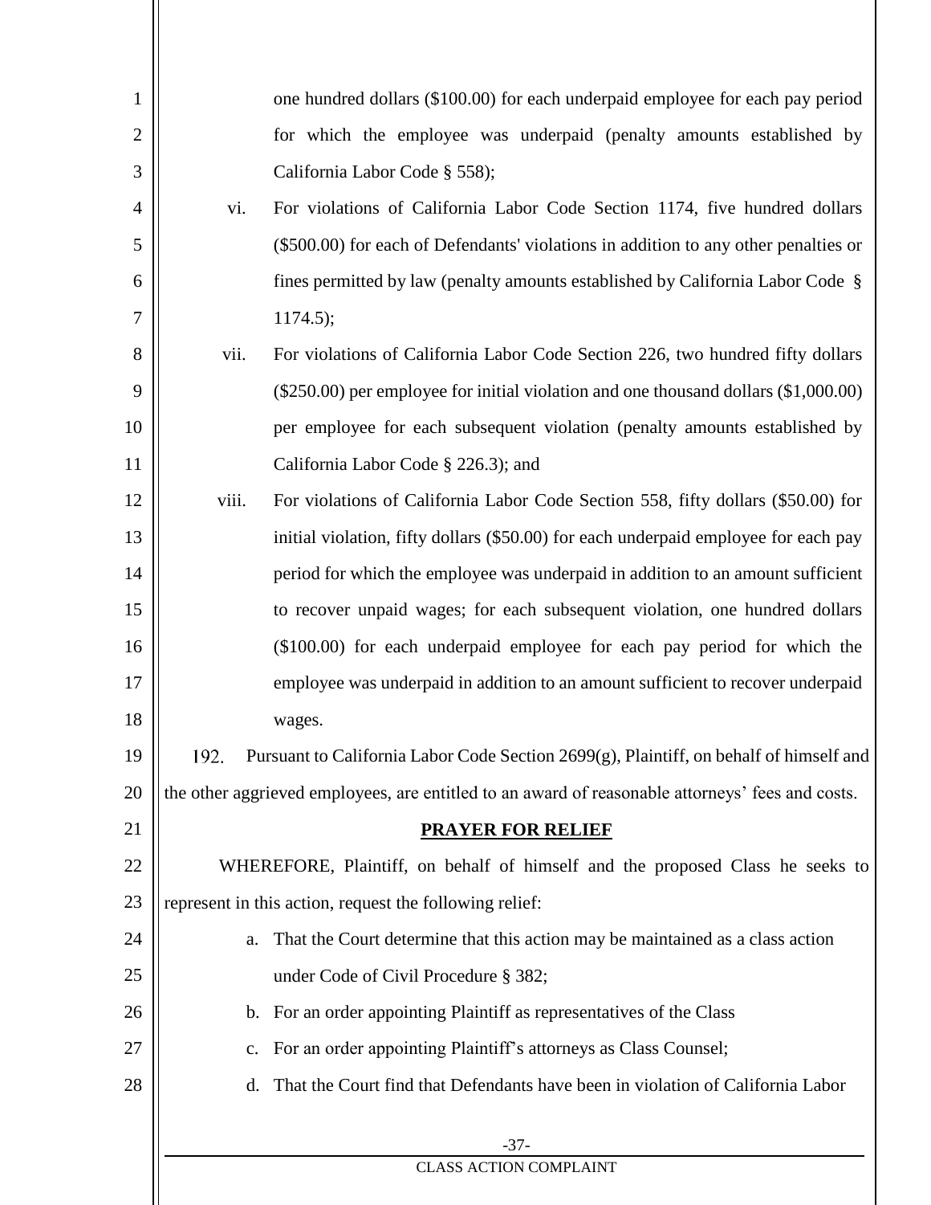one hundred dollars ($100.00) for each underpaid employee for each pay period for which the employee was underpaid (penalty amounts established by California Labor Code § 558);

vi. For violations of California Labor Code Section 1174, five hundred dollars ($500.00) for each of Defendants' violations in addition to any other penalties or fines permitted by law (penalty amounts established by California Labor Code § 1174.5);

vii. For violations of California Labor Code Section 226, two hundred fifty dollars ($250.00) per employee for initial violation and one thousand dollars ($1,000.00) per employee for each subsequent violation (penalty amounts established by California Labor Code § 226.3); and

viii. For violations of California Labor Code Section 558, fifty dollars ($50.00) for initial violation, fifty dollars ($50.00) for each underpaid employee for each pay period for which the employee was underpaid in addition to an amount sufficient to recover unpaid wages; for each subsequent violation, one hundred dollars ($100.00) for each underpaid employee for each pay period for which the employee was underpaid in addition to an amount sufficient to recover underpaid wages.

192. Pursuant to California Labor Code Section 2699(g), Plaintiff, on behalf of himself and the other aggrieved employees, are entitled to an award of reasonable attorneys' fees and costs.

## PRAYER FOR RELIEF

WHEREFORE, Plaintiff, on behalf of himself and the proposed Class he seeks to represent in this action, request the following relief:

a. That the Court determine that this action may be maintained as a class action under Code of Civil Procedure § 382;

b. For an order appointing Plaintiff as representatives of the Class

c. For an order appointing Plaintiff's attorneys as Class Counsel;

d. That the Court find that Defendants have been in violation of California Labor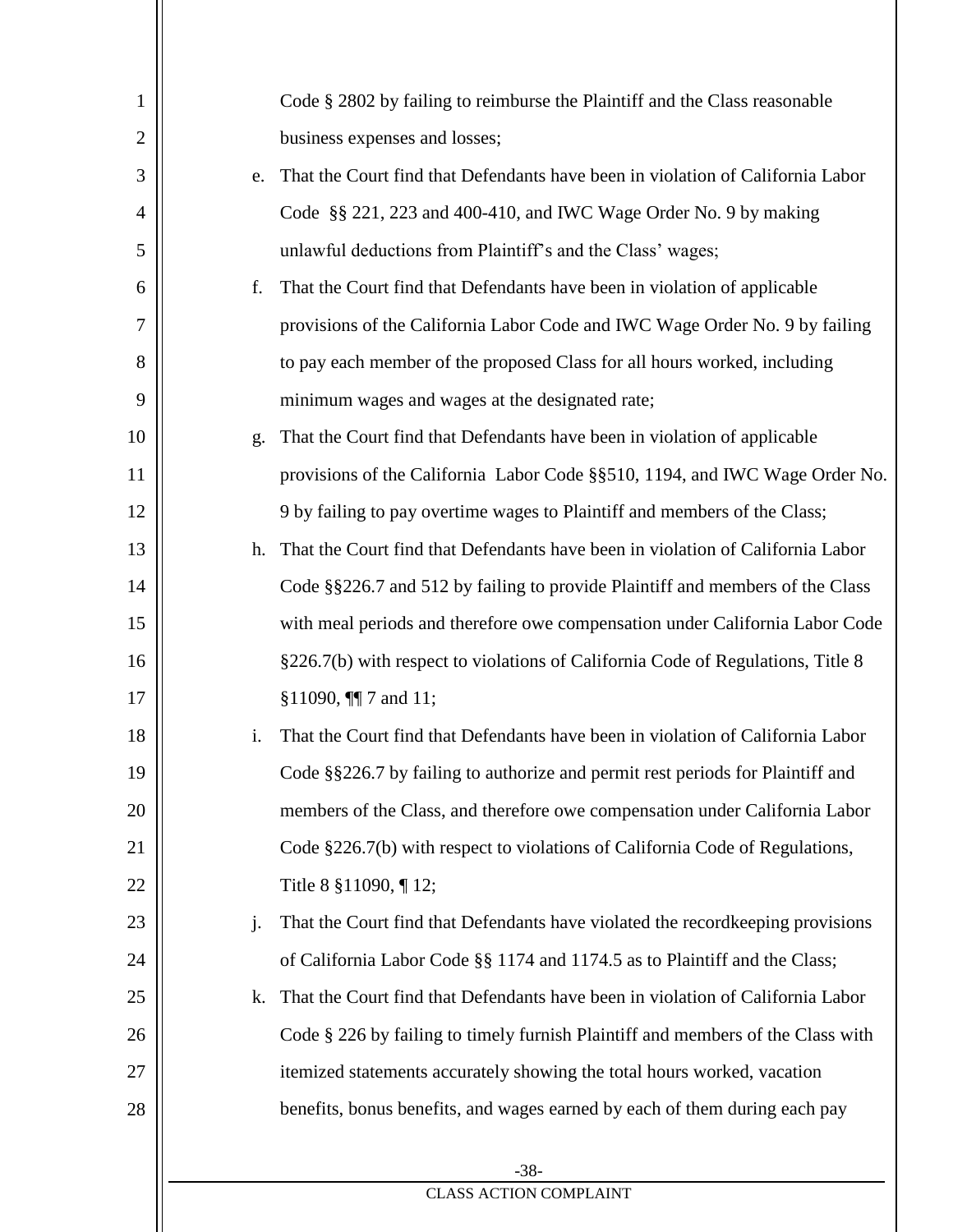Code § 2802 by failing to reimburse the Plaintiff and the Class reasonable business expenses and losses;

e. That the Court find that Defendants have been in violation of California Labor Code §§ 221, 223 and 400-410, and IWC Wage Order No. 9 by making unlawful deductions from Plaintiff's and the Class' wages;

f. That the Court find that Defendants have been in violation of applicable provisions of the California Labor Code and IWC Wage Order No. 9 by failing to pay each member of the proposed Class for all hours worked, including minimum wages and wages at the designated rate;

g. That the Court find that Defendants have been in violation of applicable provisions of the California Labor Code §§510, 1194, and IWC Wage Order No. 9 by failing to pay overtime wages to Plaintiff and members of the Class;

h. That the Court find that Defendants have been in violation of California Labor Code §§226.7 and 512 by failing to provide Plaintiff and members of the Class with meal periods and therefore owe compensation under California Labor Code §226.7(b) with respect to violations of California Code of Regulations, Title 8 §11090, ¶¶ 7 and 11;

i. That the Court find that Defendants have been in violation of California Labor Code §§226.7 by failing to authorize and permit rest periods for Plaintiff and members of the Class, and therefore owe compensation under California Labor Code §226.7(b) with respect to violations of California Code of Regulations, Title 8 §11090, ¶ 12;

j. That the Court find that Defendants have violated the recordkeeping provisions of California Labor Code §§ 1174 and 1174.5 as to Plaintiff and the Class;

k. That the Court find that Defendants have been in violation of California Labor Code § 226 by failing to timely furnish Plaintiff and members of the Class with itemized statements accurately showing the total hours worked, vacation benefits, bonus benefits, and wages earned by each of them during each pay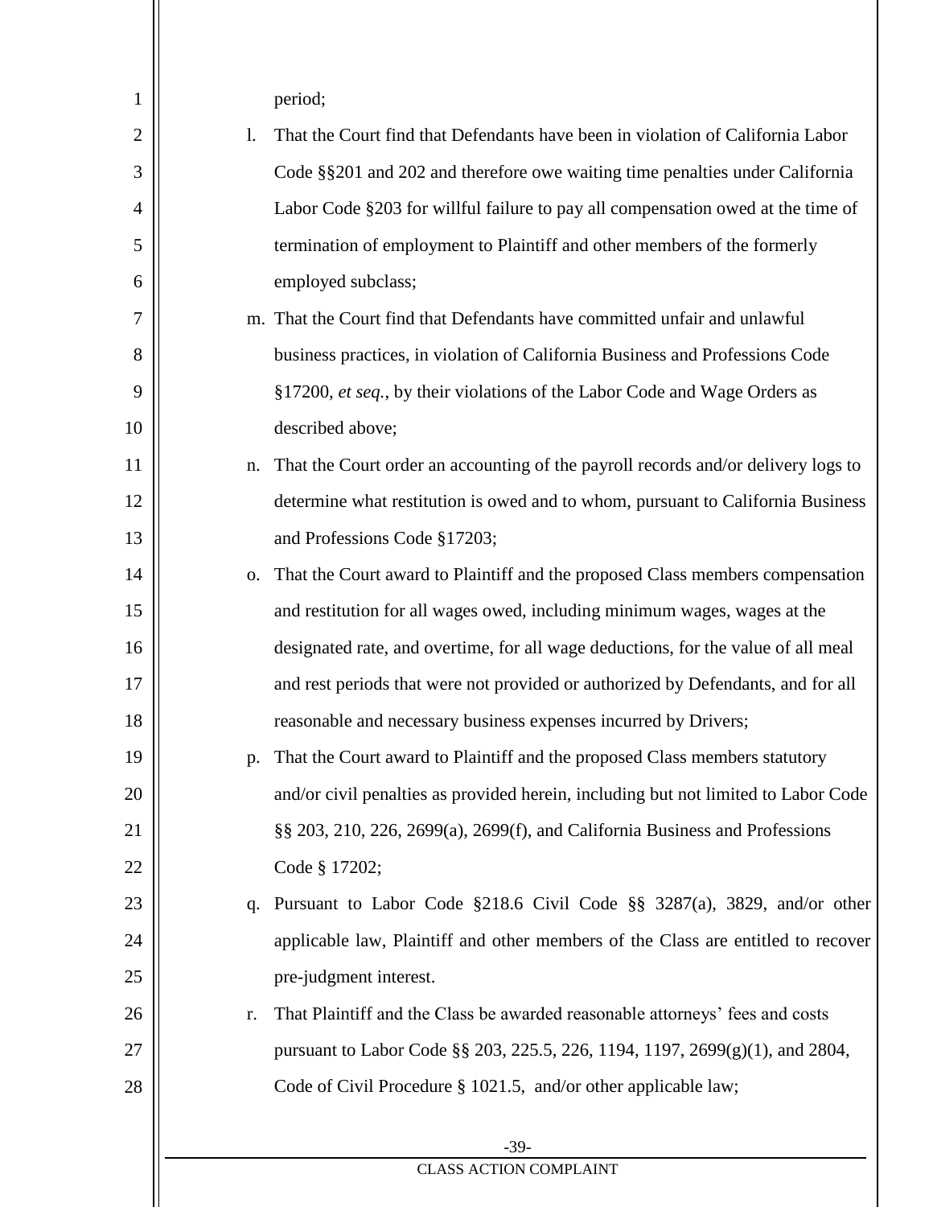period;

l. That the Court find that Defendants have been in violation of California Labor Code §§201 and 202 and therefore owe waiting time penalties under California Labor Code §203 for willful failure to pay all compensation owed at the time of termination of employment to Plaintiff and other members of the formerly employed subclass;

m. That the Court find that Defendants have committed unfair and unlawful business practices, in violation of California Business and Professions Code §17200, *et seq.*, by their violations of the Labor Code and Wage Orders as described above;

n. That the Court order an accounting of the payroll records and/or delivery logs to determine what restitution is owed and to whom, pursuant to California Business and Professions Code §17203;

o. That the Court award to Plaintiff and the proposed Class members compensation and restitution for all wages owed, including minimum wages, wages at the designated rate, and overtime, for all wage deductions, for the value of all meal and rest periods that were not provided or authorized by Defendants, and for all reasonable and necessary business expenses incurred by Drivers;

p. That the Court award to Plaintiff and the proposed Class members statutory and/or civil penalties as provided herein, including but not limited to Labor Code §§ 203, 210, 226, 2699(a), 2699(f), and California Business and Professions Code § 17202;

q. Pursuant to Labor Code §218.6 Civil Code §§ 3287(a), 3829, and/or other applicable law, Plaintiff and other members of the Class are entitled to recover pre-judgment interest.

r. That Plaintiff and the Class be awarded reasonable attorneys' fees and costs pursuant to Labor Code §§ 203, 225.5, 226, 1194, 1197, 2699(g)(1), and 2804, Code of Civil Procedure § 1021.5, and/or other applicable law;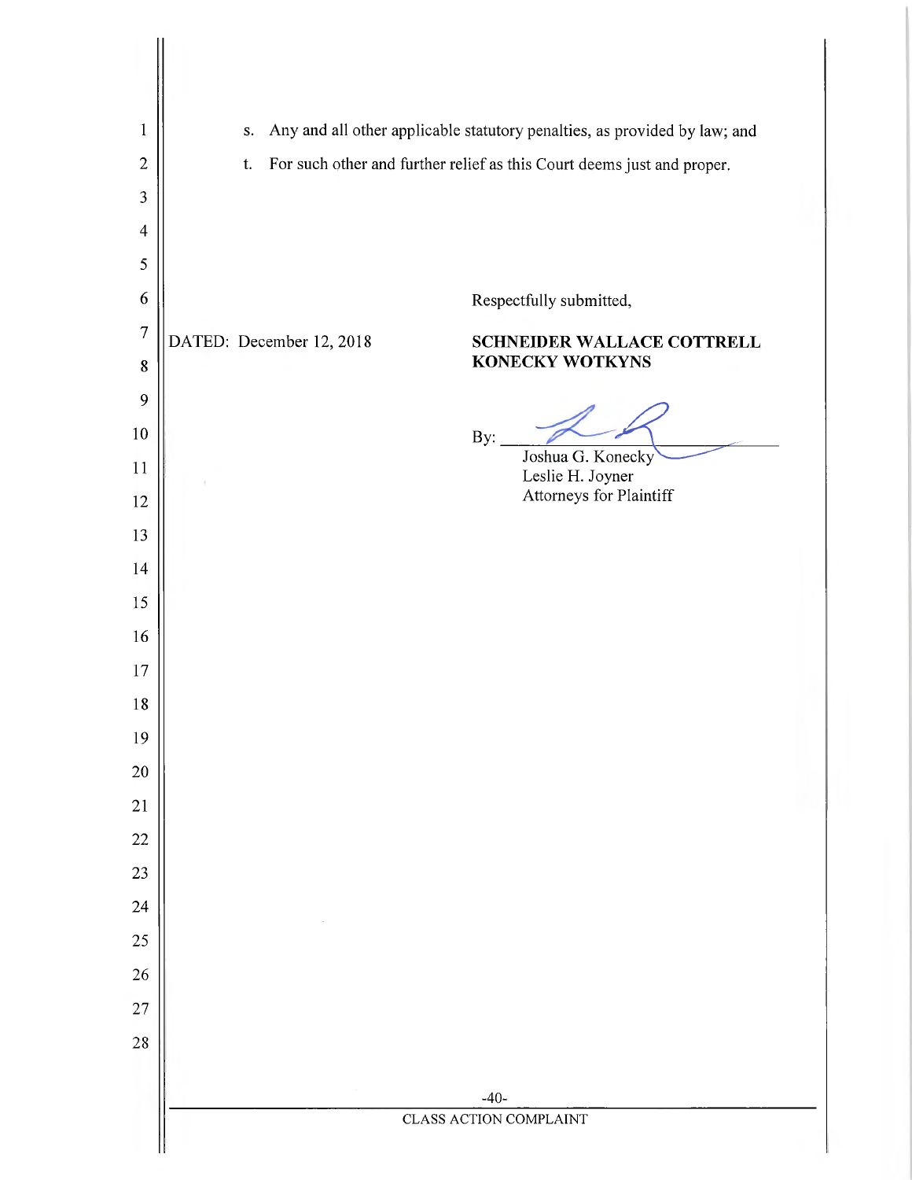s. Any and all other applicable statutory penalties, as provided by law; and

t. For such other and further relief as this Court deems just and proper.

Respectfully submitted,

DATED: December 12, 2018

**SCHNEIDER WALLACE COTTRELL KONECKY WOTKYNS**

By: ______________________
Joshua G. Konecky
Leslie H. Joyner
Attorneys for Plaintiff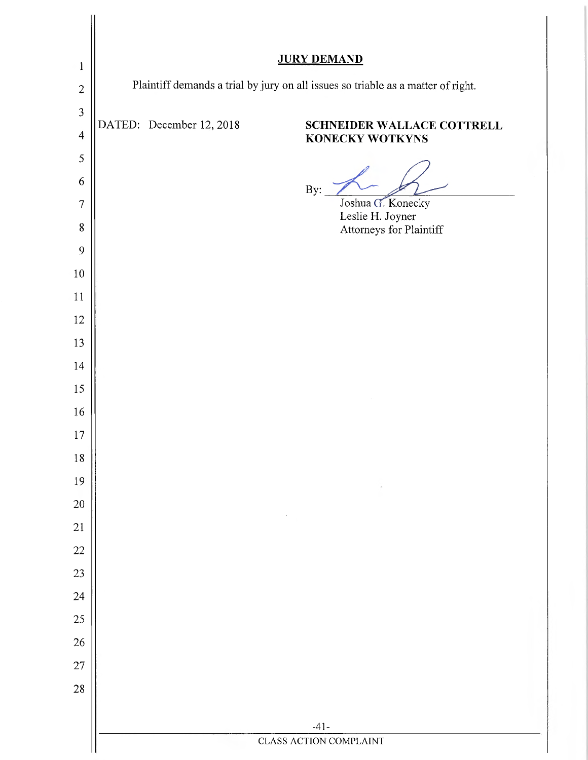## JURY DEMAND

Plaintiff demands a trial by jury on all issues so triable as a matter of right.

DATED: December 12, 2018

**SCHNEIDER WALLACE COTTRELL KONECKY WOTKYNS**

By: ______________________

Joshua G. Konecky
Leslie H. Joyner
Attorneys for Plaintiff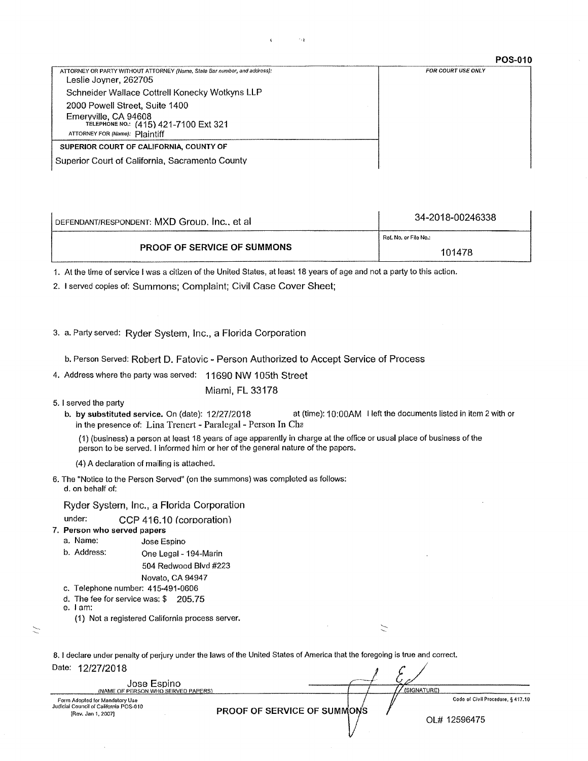**POS-010**

| ATTORNEY OR PARTY WITHOUT ATTORNEY *(Name, State Bar number, and address)*: | FOR COURT USE ONLY |
|---|---|
| Leslie Joyner, 262705<br>Schneider Wallace Cottrell Konecky Wotkyns LLP<br>2000 Powell Street, Suite 1400<br>Emeryville, CA 94608<br>TELEPHONE NO.: (415) 421-7100 Ext 321<br>ATTORNEY FOR *(Name)*: Plaintiff | |
| **SUPERIOR COURT OF CALIFORNIA, COUNTY OF**<br>Superior Court of California, Sacramento County | |

| DEFENDANT/RESPONDENT: MXD Group, Inc., et al | 34-2018-00246338 |
|---|---|
| **PROOF OF SERVICE OF SUMMONS** | Ref. No. or File No.:<br>101478 |

1. At the time of service I was a citizen of the United States, at least 18 years of age and not a party to this action.
2. I served copies of: Summons; Complaint; Civil Case Cover Sheet;
3. a. Party served: Ryder System, Inc., a Florida Corporation

   b. Person Served: Robert D. Fatovic - Person Authorized to Accept Service of Process
4. Address where the party was served: 11690 NW 105th Street

   Miami, FL 33178
5. I served the party

   b. **by substituted service.** On (date): 12/27/2018 at (time): 10:00AM I left the documents listed in item 2 with or in the presence of: Lina Trenert - Paralegal - Person In Cha

   (1) (business) a person at least 18 years of age apparently in charge at the office or usual place of business of the person to be served. I informed him or her of the general nature of the papers.

   (4) A declaration of mailing is attached.
6. The "Notice to the Person Served" (on the summons) was completed as follows:

   d. on behalf of:

   Ryder System, Inc., a Florida Corporation

   under: CCP 416.10 (corporation)
7. **Person who served papers**

   a. Name: Jose Espino

   b. Address: One Legal - 194-Marin
   504 Redwood Blvd #223
   Novato, CA 94947

   c. Telephone number: 415-491-0606

   d. The fee for service was: $ 205.75

   e. I am:

   (1) Not a registered California process server.

8. I declare under penalty of perjury under the laws of the United States of America that the foregoing is true and correct.

Date: 12/27/2018

Jose Espino
(NAME OF PERSON WHO SERVED PAPERS)

(SIGNATURE)

Form Adopted for Mandatory Use
Judicial Council of California POS-010
[Rev. Jan 1, 2007]

**PROOF OF SERVICE OF SUMMONS**

Code of Civil Procedure, § 417.10

OL# 12596475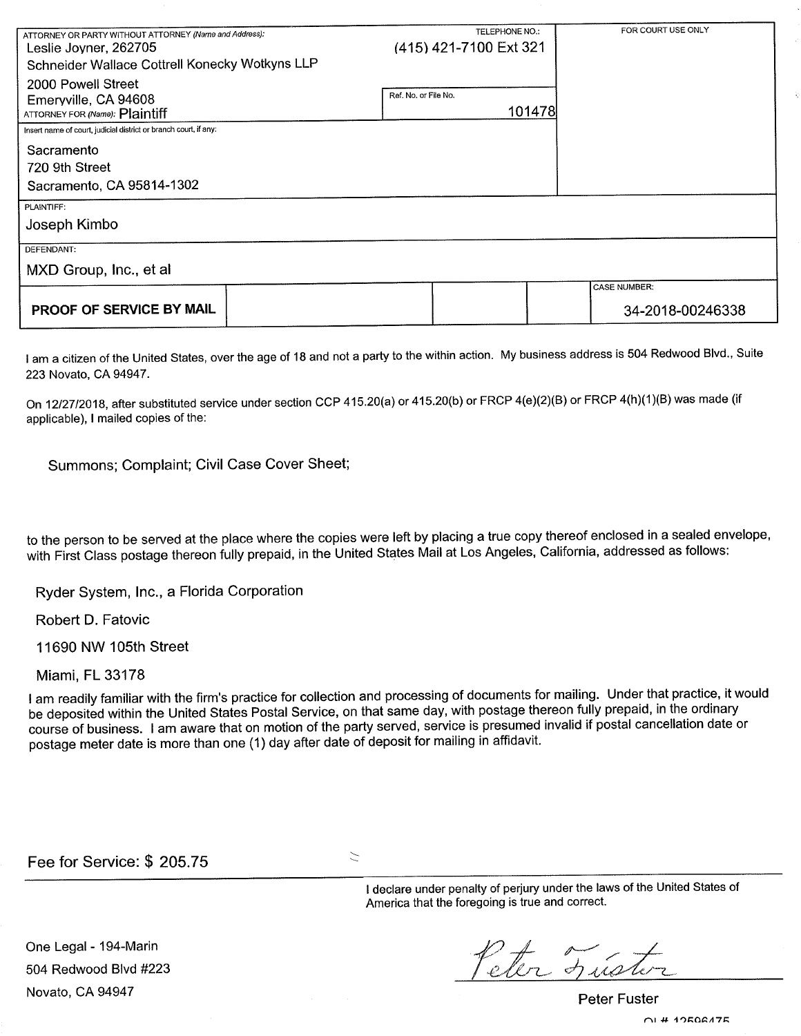| ATTORNEY OR PARTY WITHOUT ATTORNEY (Name and Address): | TELEPHONE NO.: | FOR COURT USE ONLY |
|---|---|---|
| Leslie Joyner, 262705<br>Schneider Wallace Cottrell Konecky Wotkyns LLP<br>2000 Powell Street<br>Emeryville, CA 94608<br>ATTORNEY FOR (Name): Plaintiff | (415) 421-7100 Ext 321<br><br>Ref. No. or File No.<br>101478 | |
| Insert name of court, judicial district or branch court, if any:<br>Sacramento<br>720 9th Street<br>Sacramento, CA 95814-1302 | | |
| PLAINTIFF:<br>Joseph Kimbo | | |
| DEFENDANT:<br>MXD Group, Inc., et al | | |
| **PROOF OF SERVICE BY MAIL** | | CASE NUMBER:<br>34-2018-00246338 |

I am a citizen of the United States, over the age of 18 and not a party to the within action. My business address is 504 Redwood Blvd., Suite 223 Novato, CA 94947.

On 12/27/2018, after substituted service under section CCP 415.20(a) or 415.20(b) or FRCP 4(e)(2)(B) or FRCP 4(h)(1)(B) was made (if applicable), I mailed copies of the:

Summons; Complaint; Civil Case Cover Sheet;

to the person to be served at the place where the copies were left by placing a true copy thereof enclosed in a sealed envelope, with First Class postage thereon fully prepaid, in the United States Mail at Los Angeles, California, addressed as follows:

Ryder System, Inc., a Florida Corporation

Robert D. Fatovic

11690 NW 105th Street

Miami, FL 33178

I am readily familiar with the firm's practice for collection and processing of documents for mailing. Under that practice, it would be deposited within the United States Postal Service, on that same day, with postage thereon fully prepaid, in the ordinary course of business. I am aware that on motion of the party served, service is presumed invalid if postal cancellation date or postage meter date is more than one (1) day after date of deposit for mailing in affidavit.

Fee for Service: $ 205.75

I declare under penalty of perjury under the laws of the United States of America that the foregoing is true and correct.

One Legal - 194-Marin
504 Redwood Blvd #223
Novato, CA 94947

Peter Fuster

Peter Fuster

OL# 12596475